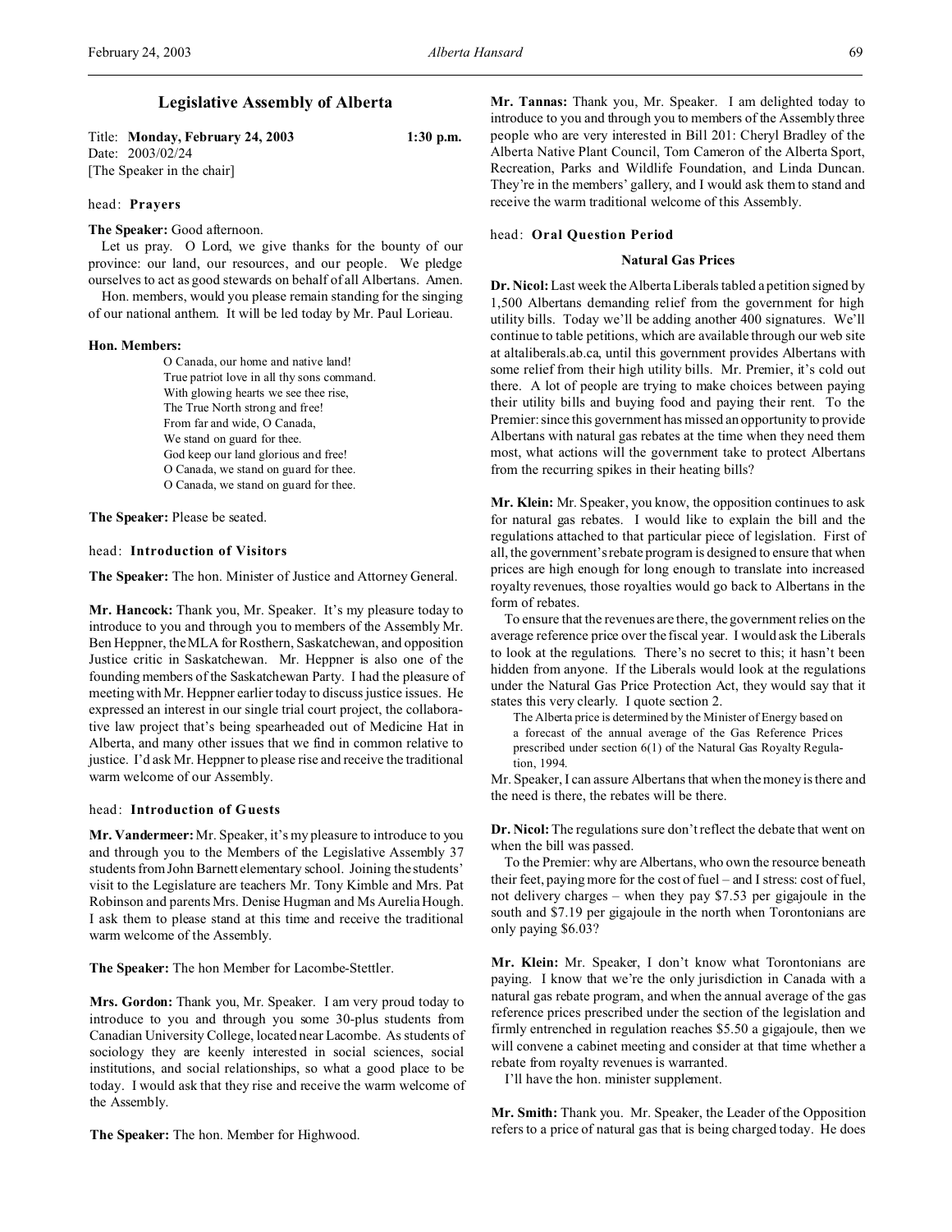# Legislative Assembly of Alberta

Title: **Monday, February 24, 2003** 1:30 p.m.
Date: 2003/02/24
[The Speaker in the chair]

head: **Prayers**

**The Speaker:** Good afternoon.

Let us pray. O Lord, we give thanks for the bounty of our province: our land, our resources, and our people. We pledge ourselves to act as good stewards on behalf of all Albertans. Amen.

Hon. members, would you please remain standing for the singing of our national anthem. It will be led today by Mr. Paul Lorieau.

**Hon. Members:**

O Canada, our home and native land!
True patriot love in all thy sons command.
With glowing hearts we see thee rise,
The True North strong and free!
From far and wide, O Canada,
We stand on guard for thee.
God keep our land glorious and free!
O Canada, we stand on guard for thee.
O Canada, we stand on guard for thee.

**The Speaker:** Please be seated.

head: **Introduction of Visitors**

**The Speaker:** The hon. Minister of Justice and Attorney General.

**Mr. Hancock:** Thank you, Mr. Speaker. It's my pleasure today to introduce to you and through you to members of the Assembly Mr. Ben Heppner, the MLA for Rosthern, Saskatchewan, and opposition Justice critic in Saskatchewan. Mr. Heppner is also one of the founding members of the Saskatchewan Party. I had the pleasure of meeting with Mr. Heppner earlier today to discuss justice issues. He expressed an interest in our single trial court project, the collaborative law project that's being spearheaded out of Medicine Hat in Alberta, and many other issues that we find in common relative to justice. I'd ask Mr. Heppner to please rise and receive the traditional warm welcome of our Assembly.

head: **Introduction of Guests**

**Mr. Vandermeer:** Mr. Speaker, it's my pleasure to introduce to you and through you to the Members of the Legislative Assembly 37 students from John Barnett elementary school. Joining the students' visit to the Legislature are teachers Mr. Tony Kimble and Mrs. Pat Robinson and parents Mrs. Denise Hugman and Ms Aurelia Hough. I ask them to please stand at this time and receive the traditional warm welcome of the Assembly.

**The Speaker:** The hon Member for Lacombe-Stettler.

**Mrs. Gordon:** Thank you, Mr. Speaker. I am very proud today to introduce to you and through you some 30-plus students from Canadian University College, located near Lacombe. As students of sociology they are keenly interested in social sciences, social institutions, and social relationships, so what a good place to be today. I would ask that they rise and receive the warm welcome of the Assembly.

**The Speaker:** The hon. Member for Highwood.

**Mr. Tannas:** Thank you, Mr. Speaker. I am delighted today to introduce to you and through you to members of the Assembly three people who are very interested in Bill 201: Cheryl Bradley of the Alberta Native Plant Council, Tom Cameron of the Alberta Sport, Recreation, Parks and Wildlife Foundation, and Linda Duncan. They're in the members' gallery, and I would ask them to stand and receive the warm traditional welcome of this Assembly.

head: **Oral Question Period**

### Natural Gas Prices

**Dr. Nicol:** Last week the Alberta Liberals tabled a petition signed by 1,500 Albertans demanding relief from the government for high utility bills. Today we'll be adding another 400 signatures. We'll continue to table petitions, which are available through our web site at altaliberals.ab.ca, until this government provides Albertans with some relief from their high utility bills. Mr. Premier, it's cold out there. A lot of people are trying to make choices between paying their utility bills and buying food and paying their rent. To the Premier: since this government has missed an opportunity to provide Albertans with natural gas rebates at the time when they need them most, what actions will the government take to protect Albertans from the recurring spikes in their heating bills?

**Mr. Klein:** Mr. Speaker, you know, the opposition continues to ask for natural gas rebates. I would like to explain the bill and the regulations attached to that particular piece of legislation. First of all, the government's rebate program is designed to ensure that when prices are high enough for long enough to translate into increased royalty revenues, those royalties would go back to Albertans in the form of rebates.

To ensure that the revenues are there, the government relies on the average reference price over the fiscal year. I would ask the Liberals to look at the regulations. There's no secret to this; it hasn't been hidden from anyone. If the Liberals would look at the regulations under the Natural Gas Price Protection Act, they would say that it states this very clearly. I quote section 2.

> The Alberta price is determined by the Minister of Energy based on a forecast of the annual average of the Gas Reference Prices prescribed under section 6(1) of the Natural Gas Royalty Regulation, 1994.

Mr. Speaker, I can assure Albertans that when the money is there and the need is there, the rebates will be there.

**Dr. Nicol:** The regulations sure don't reflect the debate that went on when the bill was passed.

To the Premier: why are Albertans, who own the resource beneath their feet, paying more for the cost of fuel – and I stress: cost of fuel, not delivery charges – when they pay $7.53 per gigajoule in the south and $7.19 per gigajoule in the north when Torontonians are only paying $6.03?

**Mr. Klein:** Mr. Speaker, I don't know what Torontonians are paying. I know that we're the only jurisdiction in Canada with a natural gas rebate program, and when the annual average of the gas reference prices prescribed under the section of the legislation and firmly entrenched in regulation reaches $5.50 a gigajoule, then we will convene a cabinet meeting and consider at that time whether a rebate from royalty revenues is warranted.

I'll have the hon. minister supplement.

**Mr. Smith:** Thank you. Mr. Speaker, the Leader of the Opposition refers to a price of natural gas that is being charged today. He does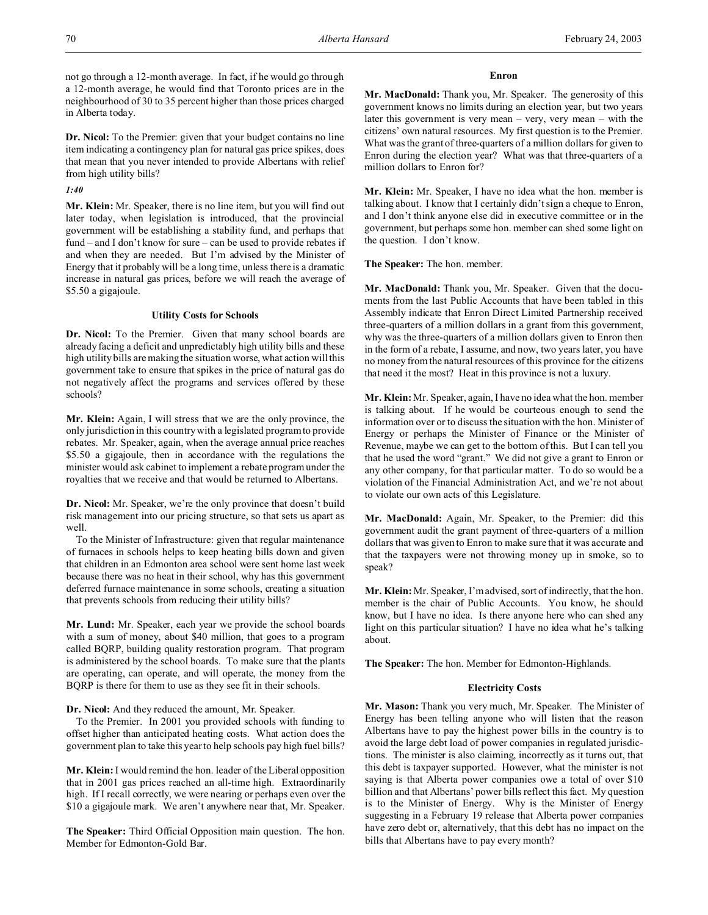not go through a 12-month average. In fact, if he would go through a 12-month average, he would find that Toronto prices are in the neighbourhood of 30 to 35 percent higher than those prices charged in Alberta today.

**Dr. Nicol:** To the Premier: given that your budget contains no line item indicating a contingency plan for natural gas price spikes, does that mean that you never intended to provide Albertans with relief from high utility bills?

*1:40*

**Mr. Klein:** Mr. Speaker, there is no line item, but you will find out later today, when legislation is introduced, that the provincial government will be establishing a stability fund, and perhaps that fund – and I don't know for sure – can be used to provide rebates if and when they are needed. But I'm advised by the Minister of Energy that it probably will be a long time, unless there is a dramatic increase in natural gas prices, before we will reach the average of $5.50 a gigajoule.

### Utility Costs for Schools

**Dr. Nicol:** To the Premier. Given that many school boards are already facing a deficit and unpredictably high utility bills and these high utility bills are making the situation worse, what action will this government take to ensure that spikes in the price of natural gas do not negatively affect the programs and services offered by these schools?

**Mr. Klein:** Again, I will stress that we are the only province, the only jurisdiction in this country with a legislated program to provide rebates. Mr. Speaker, again, when the average annual price reaches $5.50 a gigajoule, then in accordance with the regulations the minister would ask cabinet to implement a rebate program under the royalties that we receive and that would be returned to Albertans.

**Dr. Nicol:** Mr. Speaker, we're the only province that doesn't build risk management into our pricing structure, so that sets us apart as well.

To the Minister of Infrastructure: given that regular maintenance of furnaces in schools helps to keep heating bills down and given that children in an Edmonton area school were sent home last week because there was no heat in their school, why has this government deferred furnace maintenance in some schools, creating a situation that prevents schools from reducing their utility bills?

**Mr. Lund:** Mr. Speaker, each year we provide the school boards with a sum of money, about $40 million, that goes to a program called BQRP, building quality restoration program. That program is administered by the school boards. To make sure that the plants are operating, can operate, and will operate, the money from the BQRP is there for them to use as they see fit in their schools.

**Dr. Nicol:** And they reduced the amount, Mr. Speaker.

To the Premier. In 2001 you provided schools with funding to offset higher than anticipated heating costs. What action does the government plan to take this year to help schools pay high fuel bills?

**Mr. Klein:** I would remind the hon. leader of the Liberal opposition that in 2001 gas prices reached an all-time high. Extraordinarily high. If I recall correctly, we were nearing or perhaps even over the $10 a gigajoule mark. We aren't anywhere near that, Mr. Speaker.

**The Speaker:** Third Official Opposition main question. The hon. Member for Edmonton-Gold Bar.

### Enron

**Mr. MacDonald:** Thank you, Mr. Speaker. The generosity of this government knows no limits during an election year, but two years later this government is very mean – very, very mean – with the citizens' own natural resources. My first question is to the Premier. What was the grant of three-quarters of a million dollars for given to Enron during the election year? What was that three-quarters of a million dollars to Enron for?

**Mr. Klein:** Mr. Speaker, I have no idea what the hon. member is talking about. I know that I certainly didn't sign a cheque to Enron, and I don't think anyone else did in executive committee or in the government, but perhaps some hon. member can shed some light on the question. I don't know.

**The Speaker:** The hon. member.

**Mr. MacDonald:** Thank you, Mr. Speaker. Given that the documents from the last Public Accounts that have been tabled in this Assembly indicate that Enron Direct Limited Partnership received three-quarters of a million dollars in a grant from this government, why was the three-quarters of a million dollars given to Enron then in the form of a rebate, I assume, and now, two years later, you have no money from the natural resources of this province for the citizens that need it the most? Heat in this province is not a luxury.

**Mr. Klein:** Mr. Speaker, again, I have no idea what the hon. member is talking about. If he would be courteous enough to send the information over or to discuss the situation with the hon. Minister of Energy or perhaps the Minister of Finance or the Minister of Revenue, maybe we can get to the bottom of this. But I can tell you that he used the word "grant." We did not give a grant to Enron or any other company, for that particular matter. To do so would be a violation of the Financial Administration Act, and we're not about to violate our own acts of this Legislature.

**Mr. MacDonald:** Again, Mr. Speaker, to the Premier: did this government audit the grant payment of three-quarters of a million dollars that was given to Enron to make sure that it was accurate and that the taxpayers were not throwing money up in smoke, so to speak?

**Mr. Klein:** Mr. Speaker, I'm advised, sort of indirectly, that the hon. member is the chair of Public Accounts. You know, he should know, but I have no idea. Is there anyone here who can shed any light on this particular situation? I have no idea what he's talking about.

**The Speaker:** The hon. Member for Edmonton-Highlands.

### Electricity Costs

**Mr. Mason:** Thank you very much, Mr. Speaker. The Minister of Energy has been telling anyone who will listen that the reason Albertans have to pay the highest power bills in the country is to avoid the large debt load of power companies in regulated jurisdictions. The minister is also claiming, incorrectly as it turns out, that this debt is taxpayer supported. However, what the minister is not saying is that Alberta power companies owe a total of over $10 billion and that Albertans' power bills reflect this fact. My question is to the Minister of Energy. Why is the Minister of Energy suggesting in a February 19 release that Alberta power companies have zero debt or, alternatively, that this debt has no impact on the bills that Albertans have to pay every month?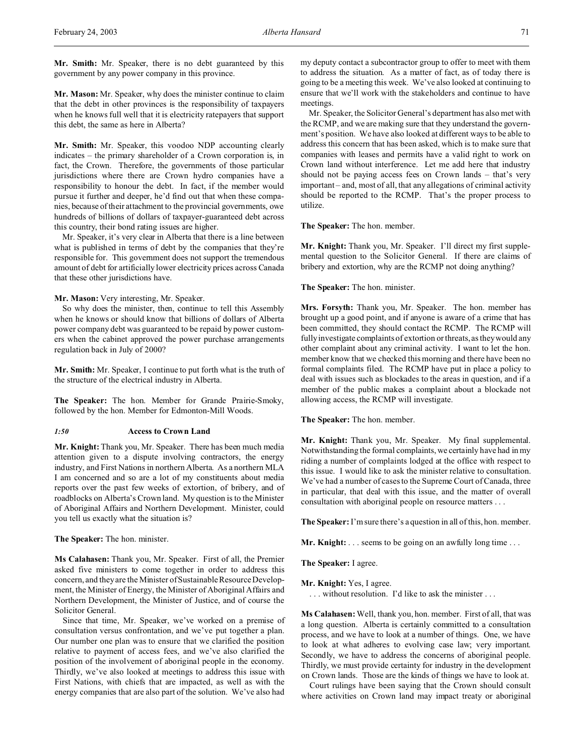**Mr. Smith:** Mr. Speaker, there is no debt guaranteed by this government by any power company in this province.

**Mr. Mason:** Mr. Speaker, why does the minister continue to claim that the debt in other provinces is the responsibility of taxpayers when he knows full well that it is electricity ratepayers that support this debt, the same as here in Alberta?

**Mr. Smith:** Mr. Speaker, this voodoo NDP accounting clearly indicates – the primary shareholder of a Crown corporation is, in fact, the Crown. Therefore, the governments of those particular jurisdictions where there are Crown hydro companies have a responsibility to honour the debt. In fact, if the member would pursue it further and deeper, he'd find out that when these companies, because of their attachment to the provincial governments, owe hundreds of billions of dollars of taxpayer-guaranteed debt across this country, their bond rating issues are higher.

Mr. Speaker, it's very clear in Alberta that there is a line between what is published in terms of debt by the companies that they're responsible for. This government does not support the tremendous amount of debt for artificially lower electricity prices across Canada that these other jurisdictions have.

**Mr. Mason:** Very interesting, Mr. Speaker.

So why does the minister, then, continue to tell this Assembly when he knows or should know that billions of dollars of Alberta power company debt was guaranteed to be repaid by power customers when the cabinet approved the power purchase arrangements regulation back in July of 2000?

**Mr. Smith:** Mr. Speaker, I continue to put forth what is the truth of the structure of the electrical industry in Alberta.

**The Speaker:** The hon. Member for Grande Prairie-Smoky, followed by the hon. Member for Edmonton-Mill Woods.

### *1:50* Access to Crown Land

**Mr. Knight:** Thank you, Mr. Speaker. There has been much media attention given to a dispute involving contractors, the energy industry, and First Nations in northern Alberta. As a northern MLA I am concerned and so are a lot of my constituents about media reports over the past few weeks of extortion, of bribery, and of roadblocks on Alberta's Crown land. My question is to the Minister of Aboriginal Affairs and Northern Development. Minister, could you tell us exactly what the situation is?

**The Speaker:** The hon. minister.

**Ms Calahasen:** Thank you, Mr. Speaker. First of all, the Premier asked five ministers to come together in order to address this concern, and they are the Minister of Sustainable Resource Development, the Minister of Energy, the Minister of Aboriginal Affairs and Northern Development, the Minister of Justice, and of course the Solicitor General.

Since that time, Mr. Speaker, we've worked on a premise of consultation versus confrontation, and we've put together a plan. Our number one plan was to ensure that we clarified the position relative to payment of access fees, and we've also clarified the position of the involvement of aboriginal people in the economy. Thirdly, we've also looked at meetings to address this issue with First Nations, with chiefs that are impacted, as well as with the energy companies that are also part of the solution. We've also had my deputy contact a subcontractor group to offer to meet with them to address the situation. As a matter of fact, as of today there is going to be a meeting this week. We've also looked at continuing to ensure that we'll work with the stakeholders and continue to have meetings.

Mr. Speaker, the Solicitor General's department has also met with the RCMP, and we are making sure that they understand the government's position. We have also looked at different ways to be able to address this concern that has been asked, which is to make sure that companies with leases and permits have a valid right to work on Crown land without interference. Let me add here that industry should not be paying access fees on Crown lands – that's very important – and, most of all, that any allegations of criminal activity should be reported to the RCMP. That's the proper process to utilize.

**The Speaker:** The hon. member.

**Mr. Knight:** Thank you, Mr. Speaker. I'll direct my first supplemental question to the Solicitor General. If there are claims of bribery and extortion, why are the RCMP not doing anything?

**The Speaker:** The hon. minister.

**Mrs. Forsyth:** Thank you, Mr. Speaker. The hon. member has brought up a good point, and if anyone is aware of a crime that has been committed, they should contact the RCMP. The RCMP will fully investigate complaints of extortion or threats, as they would any other complaint about any criminal activity. I want to let the hon. member know that we checked this morning and there have been no formal complaints filed. The RCMP have put in place a policy to deal with issues such as blockades to the areas in question, and if a member of the public makes a complaint about a blockade not allowing access, the RCMP will investigate.

**The Speaker:** The hon. member.

**Mr. Knight:** Thank you, Mr. Speaker. My final supplemental. Notwithstanding the formal complaints, we certainly have had in my riding a number of complaints lodged at the office with respect to this issue. I would like to ask the minister relative to consultation. We've had a number of cases to the Supreme Court of Canada, three in particular, that deal with this issue, and the matter of overall consultation with aboriginal people on resource matters . . .

**The Speaker:** I'm sure there's a question in all of this, hon. member.

**Mr. Knight:** . . . seems to be going on an awfully long time . . .

**The Speaker:** I agree.

**Mr. Knight:** Yes, I agree.

. . . without resolution. I'd like to ask the minister . . .

**Ms Calahasen:** Well, thank you, hon. member. First of all, that was a long question. Alberta is certainly committed to a consultation process, and we have to look at a number of things. One, we have to look at what adheres to evolving case law; very important. Secondly, we have to address the concerns of aboriginal people. Thirdly, we must provide certainty for industry in the development on Crown lands. Those are the kinds of things we have to look at.

Court rulings have been saying that the Crown should consult where activities on Crown land may impact treaty or aboriginal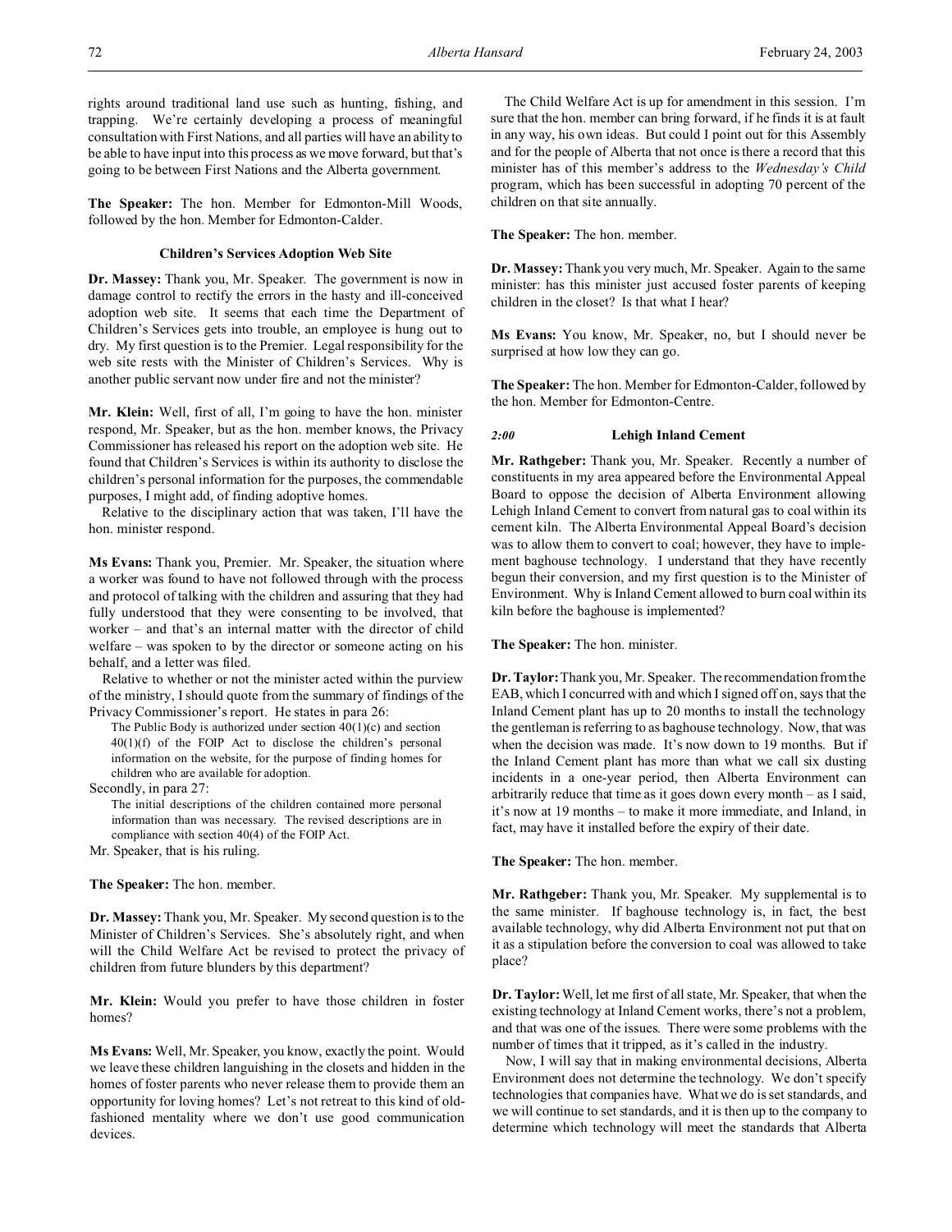rights around traditional land use such as hunting, fishing, and trapping. We're certainly developing a process of meaningful consultation with First Nations, and all parties will have an ability to be able to have input into this process as we move forward, but that's going to be between First Nations and the Alberta government.

**The Speaker:** The hon. Member for Edmonton-Mill Woods, followed by the hon. Member for Edmonton-Calder.

### Children's Services Adoption Web Site

**Dr. Massey:** Thank you, Mr. Speaker. The government is now in damage control to rectify the errors in the hasty and ill-conceived adoption web site. It seems that each time the Department of Children's Services gets into trouble, an employee is hung out to dry. My first question is to the Premier. Legal responsibility for the web site rests with the Minister of Children's Services. Why is another public servant now under fire and not the minister?

**Mr. Klein:** Well, first of all, I'm going to have the hon. minister respond, Mr. Speaker, but as the hon. member knows, the Privacy Commissioner has released his report on the adoption web site. He found that Children's Services is within its authority to disclose the children's personal information for the purposes, the commendable purposes, I might add, of finding adoptive homes.

Relative to the disciplinary action that was taken, I'll have the hon. minister respond.

**Ms Evans:** Thank you, Premier. Mr. Speaker, the situation where a worker was found to have not followed through with the process and protocol of talking with the children and assuring that they had fully understood that they were consenting to be involved, that worker – and that's an internal matter with the director of child welfare – was spoken to by the director or someone acting on his behalf, and a letter was filed.

Relative to whether or not the minister acted within the purview of the ministry, I should quote from the summary of findings of the Privacy Commissioner's report. He states in para 26:

> The Public Body is authorized under section 40(1)(c) and section 40(1)(f) of the FOIP Act to disclose the children's personal information on the website, for the purpose of finding homes for children who are available for adoption.

Secondly, in para 27:

> The initial descriptions of the children contained more personal information than was necessary. The revised descriptions are in compliance with section 40(4) of the FOIP Act.

Mr. Speaker, that is his ruling.

**The Speaker:** The hon. member.

**Dr. Massey:** Thank you, Mr. Speaker. My second question is to the Minister of Children's Services. She's absolutely right, and when will the Child Welfare Act be revised to protect the privacy of children from future blunders by this department?

**Mr. Klein:** Would you prefer to have those children in foster homes?

**Ms Evans:** Well, Mr. Speaker, you know, exactly the point. Would we leave these children languishing in the closets and hidden in the homes of foster parents who never release them to provide them an opportunity for loving homes? Let's not retreat to this kind of old-fashioned mentality where we don't use good communication devices.

The Child Welfare Act is up for amendment in this session. I'm sure that the hon. member can bring forward, if he finds it is at fault in any way, his own ideas. But could I point out for this Assembly and for the people of Alberta that not once is there a record that this minister has of this member's address to the *Wednesday's Child* program, which has been successful in adopting 70 percent of the children on that site annually.

**The Speaker:** The hon. member.

**Dr. Massey:** Thank you very much, Mr. Speaker. Again to the same minister: has this minister just accused foster parents of keeping children in the closet? Is that what I hear?

**Ms Evans:** You know, Mr. Speaker, no, but I should never be surprised at how low they can go.

**The Speaker:** The hon. Member for Edmonton-Calder, followed by the hon. Member for Edmonton-Centre.

### *2:00* Lehigh Inland Cement

**Mr. Rathgeber:** Thank you, Mr. Speaker. Recently a number of constituents in my area appeared before the Environmental Appeal Board to oppose the decision of Alberta Environment allowing Lehigh Inland Cement to convert from natural gas to coal within its cement kiln. The Alberta Environmental Appeal Board's decision was to allow them to convert to coal; however, they have to implement baghouse technology. I understand that they have recently begun their conversion, and my first question is to the Minister of Environment. Why is Inland Cement allowed to burn coal within its kiln before the baghouse is implemented?

**The Speaker:** The hon. minister.

**Dr. Taylor:** Thank you, Mr. Speaker. The recommendation from the EAB, which I concurred with and which I signed off on, says that the Inland Cement plant has up to 20 months to install the technology the gentleman is referring to as baghouse technology. Now, that was when the decision was made. It's now down to 19 months. But if the Inland Cement plant has more than what we call six dusting incidents in a one-year period, then Alberta Environment can arbitrarily reduce that time as it goes down every month – as I said, it's now at 19 months – to make it more immediate, and Inland, in fact, may have it installed before the expiry of their date.

**The Speaker:** The hon. member.

**Mr. Rathgeber:** Thank you, Mr. Speaker. My supplemental is to the same minister. If baghouse technology is, in fact, the best available technology, why did Alberta Environment not put that on it as a stipulation before the conversion to coal was allowed to take place?

**Dr. Taylor:** Well, let me first of all state, Mr. Speaker, that when the existing technology at Inland Cement works, there's not a problem, and that was one of the issues. There were some problems with the number of times that it tripped, as it's called in the industry.

Now, I will say that in making environmental decisions, Alberta Environment does not determine the technology. We don't specify technologies that companies have. What we do is set standards, and we will continue to set standards, and it is then up to the company to determine which technology will meet the standards that Alberta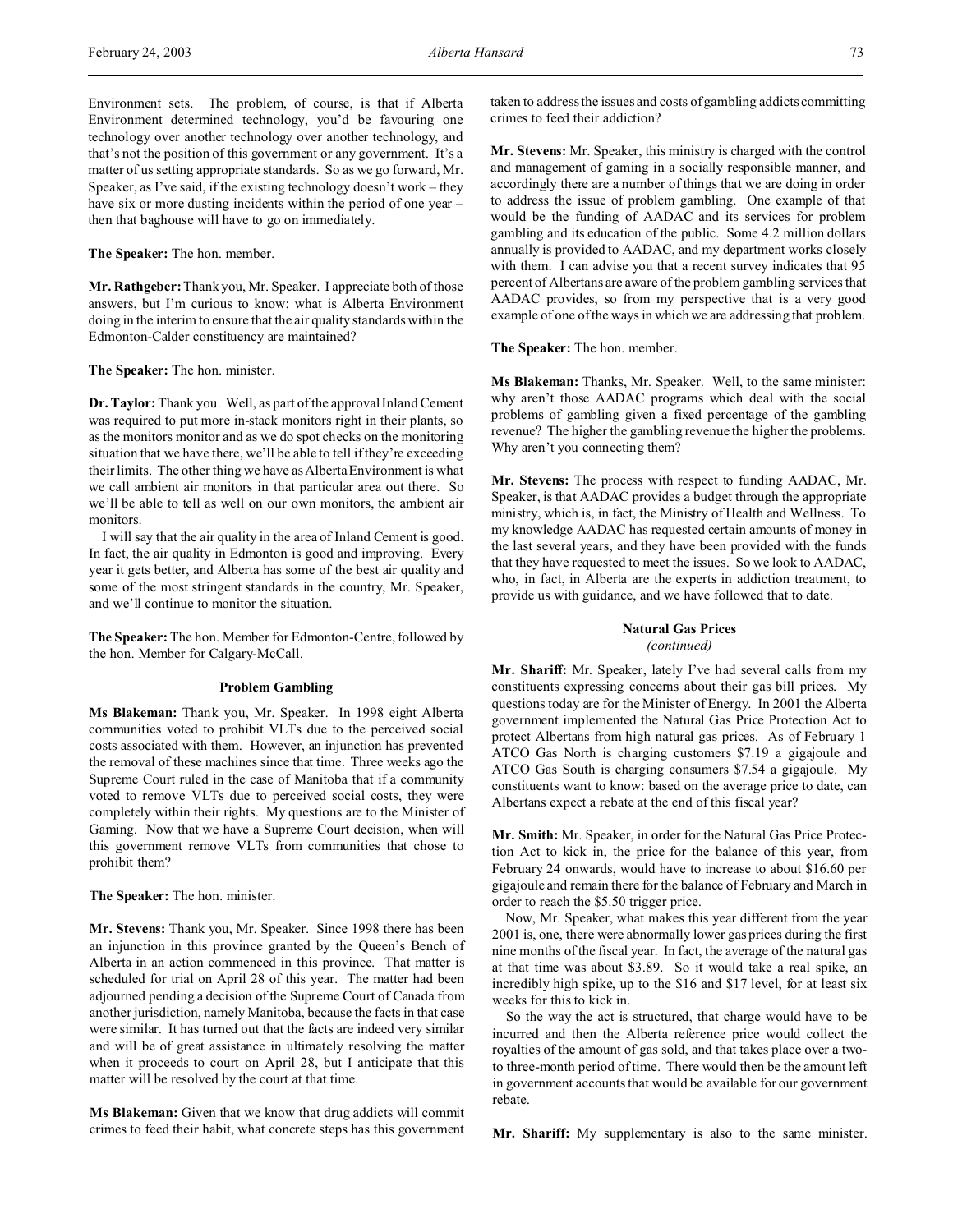Environment sets. The problem, of course, is that if Alberta Environment determined technology, you'd be favouring one technology over another technology over another technology, and that's not the position of this government or any government. It's a matter of us setting appropriate standards. So as we go forward, Mr. Speaker, as I've said, if the existing technology doesn't work – they have six or more dusting incidents within the period of one year – then that baghouse will have to go on immediately.

**The Speaker:** The hon. member.

**Mr. Rathgeber:** Thank you, Mr. Speaker. I appreciate both of those answers, but I'm curious to know: what is Alberta Environment doing in the interim to ensure that the air quality standards within the Edmonton-Calder constituency are maintained?

**The Speaker:** The hon. minister.

**Dr. Taylor:** Thank you. Well, as part of the approval Inland Cement was required to put more in-stack monitors right in their plants, so as the monitors monitor and as we do spot checks on the monitoring situation that we have there, we'll be able to tell if they're exceeding their limits. The other thing we have as Alberta Environment is what we call ambient air monitors in that particular area out there. So we'll be able to tell as well on our own monitors, the ambient air monitors.

I will say that the air quality in the area of Inland Cement is good. In fact, the air quality in Edmonton is good and improving. Every year it gets better, and Alberta has some of the best air quality and some of the most stringent standards in the country, Mr. Speaker, and we'll continue to monitor the situation.

**The Speaker:** The hon. Member for Edmonton-Centre, followed by the hon. Member for Calgary-McCall.

### Problem Gambling

**Ms Blakeman:** Thank you, Mr. Speaker. In 1998 eight Alberta communities voted to prohibit VLTs due to the perceived social costs associated with them. However, an injunction has prevented the removal of these machines since that time. Three weeks ago the Supreme Court ruled in the case of Manitoba that if a community voted to remove VLTs due to perceived social costs, they were completely within their rights. My questions are to the Minister of Gaming. Now that we have a Supreme Court decision, when will this government remove VLTs from communities that chose to prohibit them?

**The Speaker:** The hon. minister.

**Mr. Stevens:** Thank you, Mr. Speaker. Since 1998 there has been an injunction in this province granted by the Queen's Bench of Alberta in an action commenced in this province. That matter is scheduled for trial on April 28 of this year. The matter had been adjourned pending a decision of the Supreme Court of Canada from another jurisdiction, namely Manitoba, because the facts in that case were similar. It has turned out that the facts are indeed very similar and will be of great assistance in ultimately resolving the matter when it proceeds to court on April 28, but I anticipate that this matter will be resolved by the court at that time.

**Ms Blakeman:** Given that we know that drug addicts will commit crimes to feed their habit, what concrete steps has this government taken to address the issues and costs of gambling addicts committing crimes to feed their addiction?

**Mr. Stevens:** Mr. Speaker, this ministry is charged with the control and management of gaming in a socially responsible manner, and accordingly there are a number of things that we are doing in order to address the issue of problem gambling. One example of that would be the funding of AADAC and its services for problem gambling and its education of the public. Some 4.2 million dollars annually is provided to AADAC, and my department works closely with them. I can advise you that a recent survey indicates that 95 percent of Albertans are aware of the problem gambling services that AADAC provides, so from my perspective that is a very good example of one of the ways in which we are addressing that problem.

**The Speaker:** The hon. member.

**Ms Blakeman:** Thanks, Mr. Speaker. Well, to the same minister: why aren't those AADAC programs which deal with the social problems of gambling given a fixed percentage of the gambling revenue? The higher the gambling revenue the higher the problems. Why aren't you connecting them?

**Mr. Stevens:** The process with respect to funding AADAC, Mr. Speaker, is that AADAC provides a budget through the appropriate ministry, which is, in fact, the Ministry of Health and Wellness. To my knowledge AADAC has requested certain amounts of money in the last several years, and they have been provided with the funds that they have requested to meet the issues. So we look to AADAC, who, in fact, in Alberta are the experts in addiction treatment, to provide us with guidance, and we have followed that to date.

### Natural Gas Prices
*(continued)*

**Mr. Shariff:** Mr. Speaker, lately I've had several calls from my constituents expressing concerns about their gas bill prices. My questions today are for the Minister of Energy. In 2001 the Alberta government implemented the Natural Gas Price Protection Act to protect Albertans from high natural gas prices. As of February 1 ATCO Gas North is charging customers $7.19 a gigajoule and ATCO Gas South is charging consumers $7.54 a gigajoule. My constituents want to know: based on the average price to date, can Albertans expect a rebate at the end of this fiscal year?

**Mr. Smith:** Mr. Speaker, in order for the Natural Gas Price Protection Act to kick in, the price for the balance of this year, from February 24 onwards, would have to increase to about $16.60 per gigajoule and remain there for the balance of February and March in order to reach the $5.50 trigger price.

Now, Mr. Speaker, what makes this year different from the year 2001 is, one, there were abnormally lower gas prices during the first nine months of the fiscal year. In fact, the average of the natural gas at that time was about $3.89. So it would take a real spike, an incredibly high spike, up to the $16 and $17 level, for at least six weeks for this to kick in.

So the way the act is structured, that charge would have to be incurred and then the Alberta reference price would collect the royalties of the amount of gas sold, and that takes place over a two- to three-month period of time. There would then be the amount left in government accounts that would be available for our government rebate.

**Mr. Shariff:** My supplementary is also to the same minister.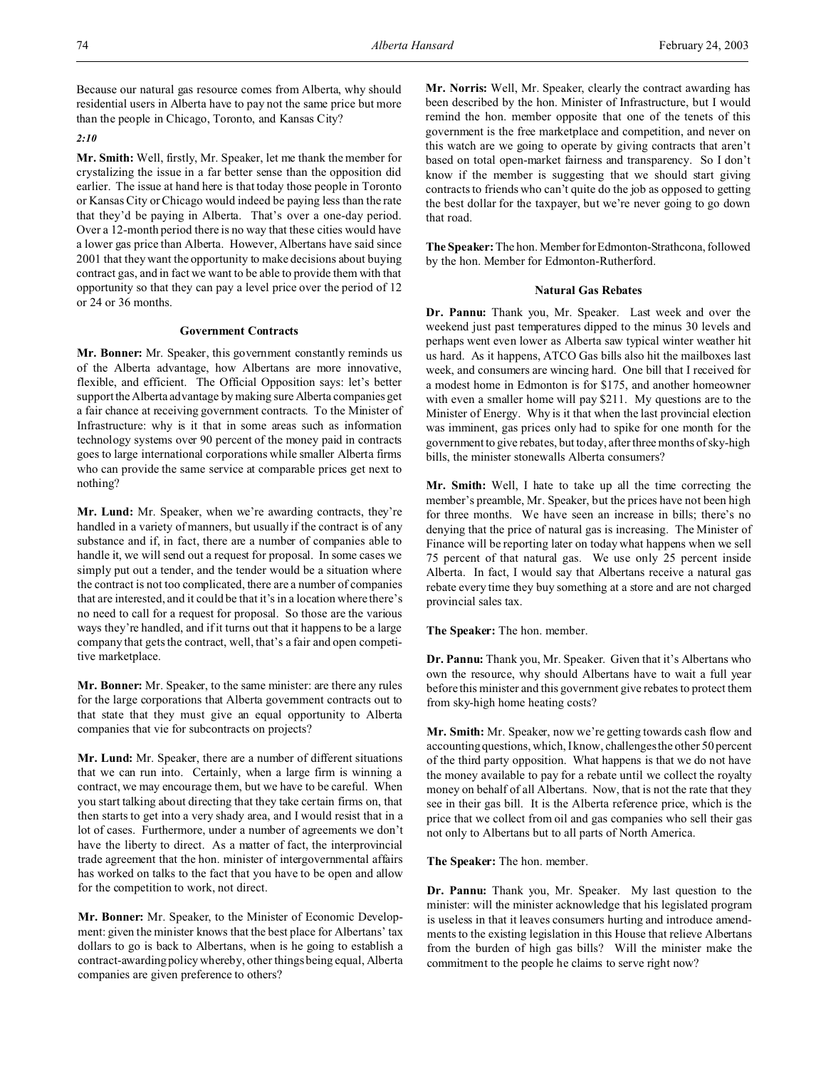Because our natural gas resource comes from Alberta, why should residential users in Alberta have to pay not the same price but more than the people in Chicago, Toronto, and Kansas City?

*2:10*

**Mr. Smith:** Well, firstly, Mr. Speaker, let me thank the member for crystalizing the issue in a far better sense than the opposition did earlier. The issue at hand here is that today those people in Toronto or Kansas City or Chicago would indeed be paying less than the rate that they'd be paying in Alberta. That's over a one-day period. Over a 12-month period there is no way that these cities would have a lower gas price than Alberta. However, Albertans have said since 2001 that they want the opportunity to make decisions about buying contract gas, and in fact we want to be able to provide them with that opportunity so that they can pay a level price over the period of 12 or 24 or 36 months.

### Government Contracts

**Mr. Bonner:** Mr. Speaker, this government constantly reminds us of the Alberta advantage, how Albertans are more innovative, flexible, and efficient. The Official Opposition says: let's better support the Alberta advantage by making sure Alberta companies get a fair chance at receiving government contracts. To the Minister of Infrastructure: why is it that in some areas such as information technology systems over 90 percent of the money paid in contracts goes to large international corporations while smaller Alberta firms who can provide the same service at comparable prices get next to nothing?

**Mr. Lund:** Mr. Speaker, when we're awarding contracts, they're handled in a variety of manners, but usually if the contract is of any substance and if, in fact, there are a number of companies able to handle it, we will send out a request for proposal. In some cases we simply put out a tender, and the tender would be a situation where the contract is not too complicated, there are a number of companies that are interested, and it could be that it's in a location where there's no need to call for a request for proposal. So those are the various ways they're handled, and if it turns out that it happens to be a large company that gets the contract, well, that's a fair and open competitive marketplace.

**Mr. Bonner:** Mr. Speaker, to the same minister: are there any rules for the large corporations that Alberta government contracts out to that state that they must give an equal opportunity to Alberta companies that vie for subcontracts on projects?

**Mr. Lund:** Mr. Speaker, there are a number of different situations that we can run into. Certainly, when a large firm is winning a contract, we may encourage them, but we have to be careful. When you start talking about directing that they take certain firms on, that then starts to get into a very shady area, and I would resist that in a lot of cases. Furthermore, under a number of agreements we don't have the liberty to direct. As a matter of fact, the interprovincial trade agreement that the hon. minister of intergovernmental affairs has worked on talks to the fact that you have to be open and allow for the competition to work, not direct.

**Mr. Bonner:** Mr. Speaker, to the Minister of Economic Development: given the minister knows that the best place for Albertans' tax dollars to go is back to Albertans, when is he going to establish a contract-awarding policy whereby, other things being equal, Alberta companies are given preference to others?

**Mr. Norris:** Well, Mr. Speaker, clearly the contract awarding has been described by the hon. Minister of Infrastructure, but I would remind the hon. member opposite that one of the tenets of this government is the free marketplace and competition, and never on this watch are we going to operate by giving contracts that aren't based on total open-market fairness and transparency. So I don't know if the member is suggesting that we should start giving contracts to friends who can't quite do the job as opposed to getting the best dollar for the taxpayer, but we're never going to go down that road.

**The Speaker:** The hon. Member for Edmonton-Strathcona, followed by the hon. Member for Edmonton-Rutherford.

### Natural Gas Rebates

**Dr. Pannu:** Thank you, Mr. Speaker. Last week and over the weekend just past temperatures dipped to the minus 30 levels and perhaps went even lower as Alberta saw typical winter weather hit us hard. As it happens, ATCO Gas bills also hit the mailboxes last week, and consumers are wincing hard. One bill that I received for a modest home in Edmonton is for $175, and another homeowner with even a smaller home will pay $211. My questions are to the Minister of Energy. Why is it that when the last provincial election was imminent, gas prices only had to spike for one month for the government to give rebates, but today, after three months of sky-high bills, the minister stonewalls Alberta consumers?

**Mr. Smith:** Well, I hate to take up all the time correcting the member's preamble, Mr. Speaker, but the prices have not been high for three months. We have seen an increase in bills; there's no denying that the price of natural gas is increasing. The Minister of Finance will be reporting later on today what happens when we sell 75 percent of that natural gas. We use only 25 percent inside Alberta. In fact, I would say that Albertans receive a natural gas rebate every time they buy something at a store and are not charged provincial sales tax.

**The Speaker:** The hon. member.

**Dr. Pannu:** Thank you, Mr. Speaker. Given that it's Albertans who own the resource, why should Albertans have to wait a full year before this minister and this government give rebates to protect them from sky-high home heating costs?

**Mr. Smith:** Mr. Speaker, now we're getting towards cash flow and accounting questions, which, I know, challenges the other 50 percent of the third party opposition. What happens is that we do not have the money available to pay for a rebate until we collect the royalty money on behalf of all Albertans. Now, that is not the rate that they see in their gas bill. It is the Alberta reference price, which is the price that we collect from oil and gas companies who sell their gas not only to Albertans but to all parts of North America.

**The Speaker:** The hon. member.

**Dr. Pannu:** Thank you, Mr. Speaker. My last question to the minister: will the minister acknowledge that his legislated program is useless in that it leaves consumers hurting and introduce amendments to the existing legislation in this House that relieve Albertans from the burden of high gas bills? Will the minister make the commitment to the people he claims to serve right now?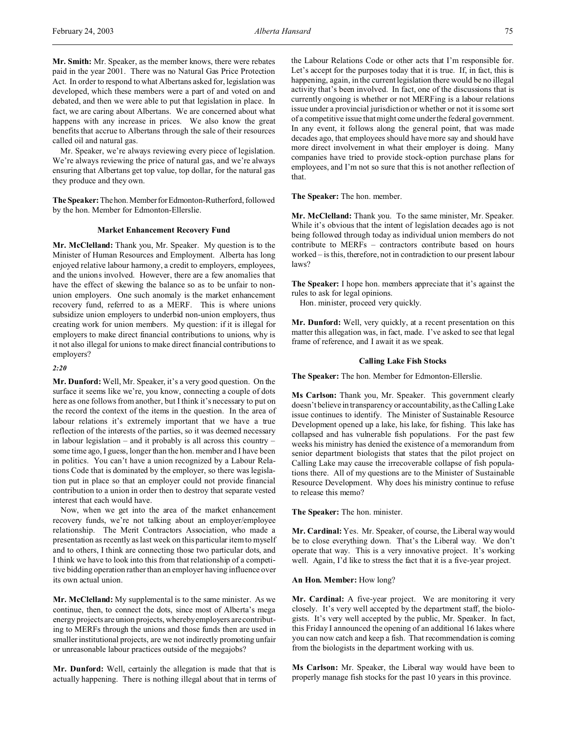**Mr. Smith:** Mr. Speaker, as the member knows, there were rebates paid in the year 2001. There was no Natural Gas Price Protection Act. In order to respond to what Albertans asked for, legislation was developed, which these members were a part of and voted on and debated, and then we were able to put that legislation in place. In fact, we are caring about Albertans. We are concerned about what happens with any increase in prices. We also know the great benefits that accrue to Albertans through the sale of their resources called oil and natural gas.

Mr. Speaker, we're always reviewing every piece of legislation. We're always reviewing the price of natural gas, and we're always ensuring that Albertans get top value, top dollar, for the natural gas they produce and they own.

**The Speaker:** The hon. Member for Edmonton-Rutherford, followed by the hon. Member for Edmonton-Ellerslie.

### Market Enhancement Recovery Fund

**Mr. McClelland:** Thank you, Mr. Speaker. My question is to the Minister of Human Resources and Employment. Alberta has long enjoyed relative labour harmony, a credit to employers, employees, and the unions involved. However, there are a few anomalies that have the effect of skewing the balance so as to be unfair to non-union employers. One such anomaly is the market enhancement recovery fund, referred to as a MERF. This is where unions subsidize union employers to underbid non-union employers, thus creating work for union members. My question: if it is illegal for employers to make direct financial contributions to unions, why is it not also illegal for unions to make direct financial contributions to employers?

*2:20*

**Mr. Dunford:** Well, Mr. Speaker, it's a very good question. On the surface it seems like we're, you know, connecting a couple of dots here as one follows from another, but I think it's necessary to put on the record the context of the items in the question. In the area of labour relations it's extremely important that we have a true reflection of the interests of the parties, so it was deemed necessary in labour legislation – and it probably is all across this country – some time ago, I guess, longer than the hon. member and I have been in politics. You can't have a union recognized by a Labour Relations Code that is dominated by the employer, so there was legislation put in place so that an employer could not provide financial contribution to a union in order then to destroy that separate vested interest that each would have.

Now, when we get into the area of the market enhancement recovery funds, we're not talking about an employer/employee relationship. The Merit Contractors Association, who made a presentation as recently as last week on this particular item to myself and to others, I think are connecting those two particular dots, and I think we have to look into this from that relationship of a competitive bidding operation rather than an employer having influence over its own actual union.

**Mr. McClelland:** My supplemental is to the same minister. As we continue, then, to connect the dots, since most of Alberta's mega energy projects are union projects, whereby employers are contributing to MERFs through the unions and those funds then are used in smaller institutional projects, are we not indirectly promoting unfair or unreasonable labour practices outside of the megajobs?

**Mr. Dunford:** Well, certainly the allegation is made that that is actually happening. There is nothing illegal about that in terms of the Labour Relations Code or other acts that I'm responsible for. Let's accept for the purposes today that it is true. If, in fact, this is happening, again, in the current legislation there would be no illegal activity that's been involved. In fact, one of the discussions that is currently ongoing is whether or not MERFing is a labour relations issue under a provincial jurisdiction or whether or not it is some sort of a competitive issue that might come under the federal government. In any event, it follows along the general point, that was made decades ago, that employees should have more say and should have more direct involvement in what their employer is doing. Many companies have tried to provide stock-option purchase plans for employees, and I'm not so sure that this is not another reflection of that.

**The Speaker:** The hon. member.

**Mr. McClelland:** Thank you. To the same minister, Mr. Speaker. While it's obvious that the intent of legislation decades ago is not being followed through today as individual union members do not contribute to MERFs – contractors contribute based on hours worked – is this, therefore, not in contradiction to our present labour laws?

**The Speaker:** I hope hon. members appreciate that it's against the rules to ask for legal opinions.

Hon. minister, proceed very quickly.

**Mr. Dunford:** Well, very quickly, at a recent presentation on this matter this allegation was, in fact, made. I've asked to see that legal frame of reference, and I await it as we speak.

### Calling Lake Fish Stocks

**The Speaker:** The hon. Member for Edmonton-Ellerslie.

**Ms Carlson:** Thank you, Mr. Speaker. This government clearly doesn't believe in transparency or accountability, as the Calling Lake issue continues to identify. The Minister of Sustainable Resource Development opened up a lake, his lake, for fishing. This lake has collapsed and has vulnerable fish populations. For the past few weeks his ministry has denied the existence of a memorandum from senior department biologists that states that the pilot project on Calling Lake may cause the irrecoverable collapse of fish populations there. All of my questions are to the Minister of Sustainable Resource Development. Why does his ministry continue to refuse to release this memo?

**The Speaker:** The hon. minister.

**Mr. Cardinal:** Yes. Mr. Speaker, of course, the Liberal way would be to close everything down. That's the Liberal way. We don't operate that way. This is a very innovative project. It's working well. Again, I'd like to stress the fact that it is a five-year project.

**An Hon. Member:** How long?

**Mr. Cardinal:** A five-year project. We are monitoring it very closely. It's very well accepted by the department staff, the biologists. It's very well accepted by the public, Mr. Speaker. In fact, this Friday I announced the opening of an additional 16 lakes where you can now catch and keep a fish. That recommendation is coming from the biologists in the department working with us.

**Ms Carlson:** Mr. Speaker, the Liberal way would have been to properly manage fish stocks for the past 10 years in this province.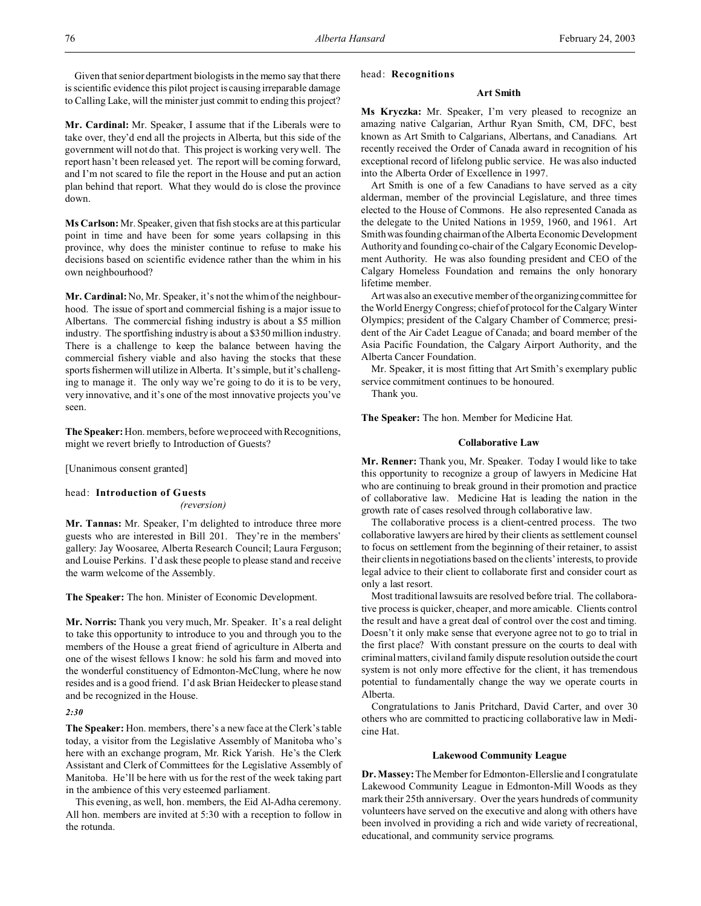Given that senior department biologists in the memo say that there is scientific evidence this pilot project is causing irreparable damage to Calling Lake, will the minister just commit to ending this project?

**Mr. Cardinal:** Mr. Speaker, I assume that if the Liberals were to take over, they'd end all the projects in Alberta, but this side of the government will not do that. This project is working very well. The report hasn't been released yet. The report will be coming forward, and I'm not scared to file the report in the House and put an action plan behind that report. What they would do is close the province down.

**Ms Carlson:** Mr. Speaker, given that fish stocks are at this particular point in time and have been for some years collapsing in this province, why does the minister continue to refuse to make his decisions based on scientific evidence rather than the whim in his own neighbourhood?

**Mr. Cardinal:** No, Mr. Speaker, it's not the whim of the neighbourhood. The issue of sport and commercial fishing is a major issue to Albertans. The commercial fishing industry is about a $5 million industry. The sportfishing industry is about a $350 million industry. There is a challenge to keep the balance between having the commercial fishery viable and also having the stocks that these sports fishermen will utilize in Alberta. It's simple, but it's challenging to manage it. The only way we're going to do it is to be very, very innovative, and it's one of the most innovative projects you've seen.

**The Speaker:** Hon. members, before we proceed with Recognitions, might we revert briefly to Introduction of Guests?

[Unanimous consent granted]

head: **Introduction of Guests**
*(reversion)*

**Mr. Tannas:** Mr. Speaker, I'm delighted to introduce three more guests who are interested in Bill 201. They're in the members' gallery: Jay Woosaree, Alberta Research Council; Laura Ferguson; and Louise Perkins. I'd ask these people to please stand and receive the warm welcome of the Assembly.

**The Speaker:** The hon. Minister of Economic Development.

**Mr. Norris:** Thank you very much, Mr. Speaker. It's a real delight to take this opportunity to introduce to you and through you to the members of the House a great friend of agriculture in Alberta and one of the wisest fellows I know: he sold his farm and moved into the wonderful constituency of Edmonton-McClung, where he now resides and is a good friend. I'd ask Brian Heidecker to please stand and be recognized in the House.

*2:30*

**The Speaker:** Hon. members, there's a new face at the Clerk's table today, a visitor from the Legislative Assembly of Manitoba who's here with an exchange program, Mr. Rick Yarish. He's the Clerk Assistant and Clerk of Committees for the Legislative Assembly of Manitoba. He'll be here with us for the rest of the week taking part in the ambience of this very esteemed parliament.

This evening, as well, hon. members, the Eid Al-Adha ceremony. All hon. members are invited at 5:30 with a reception to follow in the rotunda.

head: **Recognitions**

### Art Smith

**Ms Kryczka:** Mr. Speaker, I'm very pleased to recognize an amazing native Calgarian, Arthur Ryan Smith, CM, DFC, best known as Art Smith to Calgarians, Albertans, and Canadians. Art recently received the Order of Canada award in recognition of his exceptional record of lifelong public service. He was also inducted into the Alberta Order of Excellence in 1997.

Art Smith is one of a few Canadians to have served as a city alderman, member of the provincial Legislature, and three times elected to the House of Commons. He also represented Canada as the delegate to the United Nations in 1959, 1960, and 1961. Art Smith was founding chairman of the Alberta Economic Development Authority and founding co-chair of the Calgary Economic Development Authority. He was also founding president and CEO of the Calgary Homeless Foundation and remains the only honorary lifetime member.

Art was also an executive member of the organizing committee for the World Energy Congress; chief of protocol for the Calgary Winter Olympics; president of the Calgary Chamber of Commerce; president of the Air Cadet League of Canada; and board member of the Asia Pacific Foundation, the Calgary Airport Authority, and the Alberta Cancer Foundation.

Mr. Speaker, it is most fitting that Art Smith's exemplary public service commitment continues to be honoured.

Thank you.

**The Speaker:** The hon. Member for Medicine Hat.

### Collaborative Law

**Mr. Renner:** Thank you, Mr. Speaker. Today I would like to take this opportunity to recognize a group of lawyers in Medicine Hat who are continuing to break ground in their promotion and practice of collaborative law. Medicine Hat is leading the nation in the growth rate of cases resolved through collaborative law.

The collaborative process is a client-centred process. The two collaborative lawyers are hired by their clients as settlement counsel to focus on settlement from the beginning of their retainer, to assist their clients in negotiations based on the clients' interests, to provide legal advice to their client to collaborate first and consider court as only a last resort.

Most traditional lawsuits are resolved before trial. The collaborative process is quicker, cheaper, and more amicable. Clients control the result and have a great deal of control over the cost and timing. Doesn't it only make sense that everyone agree not to go to trial in the first place? With constant pressure on the courts to deal with criminal matters, civil and family dispute resolution outside the court system is not only more effective for the client, it has tremendous potential to fundamentally change the way we operate courts in Alberta.

Congratulations to Janis Pritchard, David Carter, and over 30 others who are committed to practicing collaborative law in Medicine Hat.

### Lakewood Community League

**Dr. Massey:** The Member for Edmonton-Ellerslie and I congratulate Lakewood Community League in Edmonton-Mill Woods as they mark their 25th anniversary. Over the years hundreds of community volunteers have served on the executive and along with others have been involved in providing a rich and wide variety of recreational, educational, and community service programs.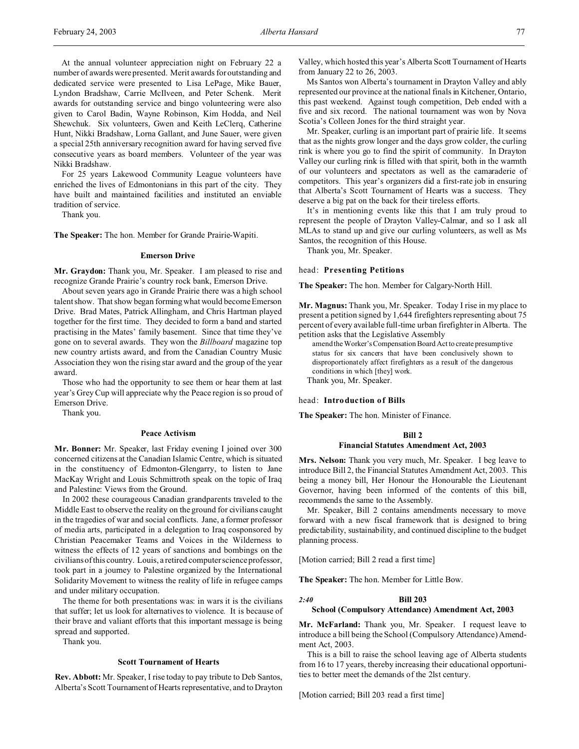At the annual volunteer appreciation night on February 22 a number of awards were presented. Merit awards for outstanding and dedicated service were presented to Lisa LePage, Mike Bauer, Lyndon Bradshaw, Carrie McIlveen, and Peter Schenk. Merit awards for outstanding service and bingo volunteering were also given to Carol Badin, Wayne Robinson, Kim Hodda, and Neil Shewchuk. Six volunteers, Gwen and Keith LeClerq, Catherine Hunt, Nikki Bradshaw, Lorna Gallant, and June Sauer, were given a special 25th anniversary recognition award for having served five consecutive years as board members. Volunteer of the year was Nikki Bradshaw.

For 25 years Lakewood Community League volunteers have enriched the lives of Edmontonians in this part of the city. They have built and maintained facilities and instituted an enviable tradition of service.

Thank you.

**The Speaker:** The hon. Member for Grande Prairie-Wapiti.

### Emerson Drive

**Mr. Graydon:** Thank you, Mr. Speaker. I am pleased to rise and recognize Grande Prairie's country rock bank, Emerson Drive.

About seven years ago in Grande Prairie there was a high school talent show. That show began forming what would become Emerson Drive. Brad Mates, Patrick Allingham, and Chris Hartman played together for the first time. They decided to form a band and started practising in the Mates' family basement. Since that time they've gone on to several awards. They won the *Billboard* magazine top new country artists award, and from the Canadian Country Music Association they won the rising star award and the group of the year award.

Those who had the opportunity to see them or hear them at last year's Grey Cup will appreciate why the Peace region is so proud of Emerson Drive.

Thank you.

### Peace Activism

**Mr. Bonner:** Mr. Speaker, last Friday evening I joined over 300 concerned citizens at the Canadian Islamic Centre, which is situated in the constituency of Edmonton-Glengarry, to listen to Jane MacKay Wright and Louis Schmittroth speak on the topic of Iraq and Palestine: Views from the Ground.

In 2002 these courageous Canadian grandparents traveled to the Middle East to observe the reality on the ground for civilians caught in the tragedies of war and social conflicts. Jane, a former professor of media arts, participated in a delegation to Iraq cosponsored by Christian Peacemaker Teams and Voices in the Wilderness to witness the effects of 12 years of sanctions and bombings on the civilians of this country. Louis, a retired computer science professor, took part in a journey to Palestine organized by the International Solidarity Movement to witness the reality of life in refugee camps and under military occupation.

The theme for both presentations was: in wars it is the civilians that suffer; let us look for alternatives to violence. It is because of their brave and valiant efforts that this important message is being spread and supported.

Thank you.

### Scott Tournament of Hearts

**Rev. Abbott:** Mr. Speaker, I rise today to pay tribute to Deb Santos, Alberta's Scott Tournament of Hearts representative, and to Drayton Valley, which hosted this year's Alberta Scott Tournament of Hearts from January 22 to 26, 2003.

Ms Santos won Alberta's tournament in Drayton Valley and ably represented our province at the national finals in Kitchener, Ontario, this past weekend. Against tough competition, Deb ended with a five and six record. The national tournament was won by Nova Scotia's Colleen Jones for the third straight year.

Mr. Speaker, curling is an important part of prairie life. It seems that as the nights grow longer and the days grow colder, the curling rink is where you go to find the spirit of community. In Drayton Valley our curling rink is filled with that spirit, both in the warmth of our volunteers and spectators as well as the camaraderie of competitors. This year's organizers did a first-rate job in ensuring that Alberta's Scott Tournament of Hearts was a success. They deserve a big pat on the back for their tireless efforts.

It's in mentioning events like this that I am truly proud to represent the people of Drayton Valley-Calmar, and so I ask all MLAs to stand up and give our curling volunteers, as well as Ms Santos, the recognition of this House.

Thank you, Mr. Speaker.

head: **Presenting Petitions**

**The Speaker:** The hon. Member for Calgary-North Hill.

**Mr. Magnus:** Thank you, Mr. Speaker. Today I rise in my place to present a petition signed by 1,644 firefighters representing about 75 percent of every available full-time urban firefighter in Alberta. The petition asks that the Legislative Assembly

> amend the Worker's Compensation Board Act to create presumptive status for six cancers that have been conclusively shown to disproportionately affect firefighters as a result of the dangerous conditions in which [they] work.

Thank you, Mr. Speaker.

head: **Introduction of Bills**

**The Speaker:** The hon. Minister of Finance.

### Bill 2
### Financial Statutes Amendment Act, 2003

**Mrs. Nelson:** Thank you very much, Mr. Speaker. I beg leave to introduce Bill 2, the Financial Statutes Amendment Act, 2003. This being a money bill, Her Honour the Honourable the Lieutenant Governor, having been informed of the contents of this bill, recommends the same to the Assembly.

Mr. Speaker, Bill 2 contains amendments necessary to move forward with a new fiscal framework that is designed to bring predictability, sustainability, and continued discipline to the budget planning process.

[Motion carried; Bill 2 read a first time]

**The Speaker:** The hon. Member for Little Bow.

*2:40*

### Bill 203
### School (Compulsory Attendance) Amendment Act, 2003

**Mr. McFarland:** Thank you, Mr. Speaker. I request leave to introduce a bill being the School (Compulsory Attendance) Amendment Act, 2003.

This is a bill to raise the school leaving age of Alberta students from 16 to 17 years, thereby increasing their educational opportunities to better meet the demands of the 2lst century.

[Motion carried; Bill 203 read a first time]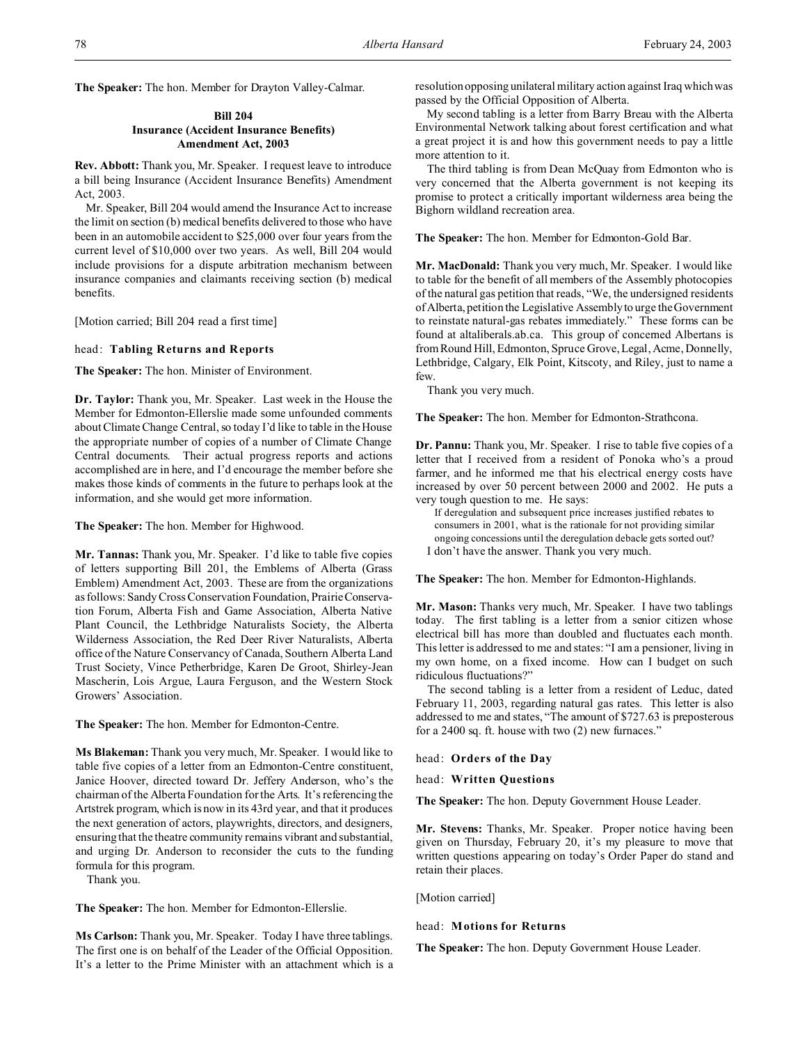**The Speaker:** The hon. Member for Drayton Valley-Calmar.

### Bill 204
### Insurance (Accident Insurance Benefits) Amendment Act, 2003

**Rev. Abbott:** Thank you, Mr. Speaker. I request leave to introduce a bill being Insurance (Accident Insurance Benefits) Amendment Act, 2003.

Mr. Speaker, Bill 204 would amend the Insurance Act to increase the limit on section (b) medical benefits delivered to those who have been in an automobile accident to $25,000 over four years from the current level of $10,000 over two years. As well, Bill 204 would include provisions for a dispute arbitration mechanism between insurance companies and claimants receiving section (b) medical benefits.

[Motion carried; Bill 204 read a first time]

head: **Tabling Returns and Reports**

**The Speaker:** The hon. Minister of Environment.

**Dr. Taylor:** Thank you, Mr. Speaker. Last week in the House the Member for Edmonton-Ellerslie made some unfounded comments about Climate Change Central, so today I'd like to table in the House the appropriate number of copies of a number of Climate Change Central documents. Their actual progress reports and actions accomplished are in here, and I'd encourage the member before she makes those kinds of comments in the future to perhaps look at the information, and she would get more information.

**The Speaker:** The hon. Member for Highwood.

**Mr. Tannas:** Thank you, Mr. Speaker. I'd like to table five copies of letters supporting Bill 201, the Emblems of Alberta (Grass Emblem) Amendment Act, 2003. These are from the organizations as follows: Sandy Cross Conservation Foundation, Prairie Conservation Forum, Alberta Fish and Game Association, Alberta Native Plant Council, the Lethbridge Naturalists Society, the Alberta Wilderness Association, the Red Deer River Naturalists, Alberta office of the Nature Conservancy of Canada, Southern Alberta Land Trust Society, Vince Petherbridge, Karen De Groot, Shirley-Jean Mascherin, Lois Argue, Laura Ferguson, and the Western Stock Growers' Association.

**The Speaker:** The hon. Member for Edmonton-Centre.

**Ms Blakeman:** Thank you very much, Mr. Speaker. I would like to table five copies of a letter from an Edmonton-Centre constituent, Janice Hoover, directed toward Dr. Jeffery Anderson, who's the chairman of the Alberta Foundation for the Arts. It's referencing the Artstrek program, which is now in its 43rd year, and that it produces the next generation of actors, playwrights, directors, and designers, ensuring that the theatre community remains vibrant and substantial, and urging Dr. Anderson to reconsider the cuts to the funding formula for this program.

Thank you.

**The Speaker:** The hon. Member for Edmonton-Ellerslie.

**Ms Carlson:** Thank you, Mr. Speaker. Today I have three tablings. The first one is on behalf of the Leader of the Official Opposition. It's a letter to the Prime Minister with an attachment which is a resolution opposing unilateral military action against Iraq which was passed by the Official Opposition of Alberta.

My second tabling is a letter from Barry Breau with the Alberta Environmental Network talking about forest certification and what a great project it is and how this government needs to pay a little more attention to it.

The third tabling is from Dean McQuay from Edmonton who is very concerned that the Alberta government is not keeping its promise to protect a critically important wilderness area being the Bighorn wildland recreation area.

**The Speaker:** The hon. Member for Edmonton-Gold Bar.

**Mr. MacDonald:** Thank you very much, Mr. Speaker. I would like to table for the benefit of all members of the Assembly photocopies of the natural gas petition that reads, "We, the undersigned residents of Alberta, petition the Legislative Assembly to urge the Government to reinstate natural-gas rebates immediately." These forms can be found at altaliberals.ab.ca. This group of concerned Albertans is from Round Hill, Edmonton, Spruce Grove, Legal, Acme, Donnelly, Lethbridge, Calgary, Elk Point, Kitscoty, and Riley, just to name a few.

Thank you very much.

**The Speaker:** The hon. Member for Edmonton-Strathcona.

**Dr. Pannu:** Thank you, Mr. Speaker. I rise to table five copies of a letter that I received from a resident of Ponoka who's a proud farmer, and he informed me that his electrical energy costs have increased by over 50 percent between 2000 and 2002. He puts a very tough question to me. He says:

> If deregulation and subsequent price increases justified rebates to consumers in 2001, what is the rationale for not providing similar ongoing concessions until the deregulation debacle gets sorted out?

I don't have the answer. Thank you very much.

**The Speaker:** The hon. Member for Edmonton-Highlands.

**Mr. Mason:** Thanks very much, Mr. Speaker. I have two tablings today. The first tabling is a letter from a senior citizen whose electrical bill has more than doubled and fluctuates each month. This letter is addressed to me and states: "I am a pensioner, living in my own home, on a fixed income. How can I budget on such ridiculous fluctuations?"

The second tabling is a letter from a resident of Leduc, dated February 11, 2003, regarding natural gas rates. This letter is also addressed to me and states, "The amount of $727.63 is preposterous for a 2400 sq. ft. house with two (2) new furnaces."

head: **Orders of the Day**

head: **Written Questions**

**The Speaker:** The hon. Deputy Government House Leader.

**Mr. Stevens:** Thanks, Mr. Speaker. Proper notice having been given on Thursday, February 20, it's my pleasure to move that written questions appearing on today's Order Paper do stand and retain their places.

[Motion carried]

head: **Motions for Returns**

**The Speaker:** The hon. Deputy Government House Leader.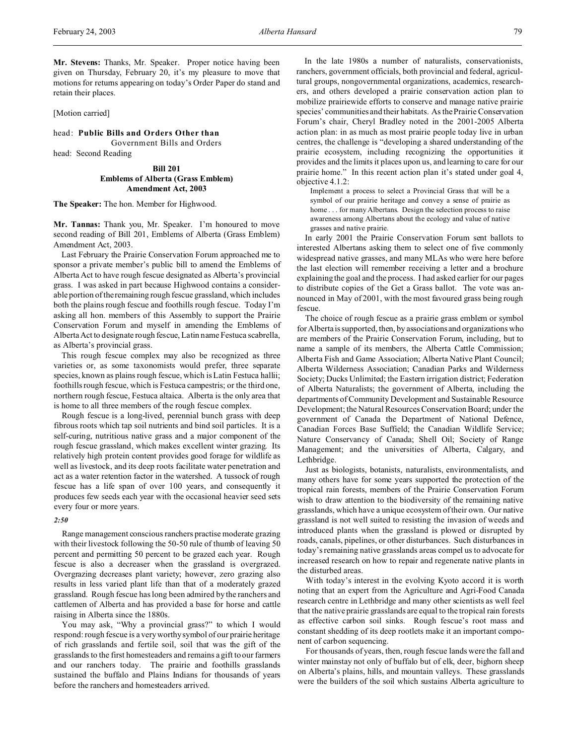**Mr. Stevens:** Thanks, Mr. Speaker. Proper notice having been given on Thursday, February 20, it's my pleasure to move that motions for returns appearing on today's Order Paper do stand and retain their places.

[Motion carried]

head: **Public Bills and Orders Other than** Government Bills and Orders

head: Second Reading

## Bill 201
## Emblems of Alberta (Grass Emblem) Amendment Act, 2003

**The Speaker:** The hon. Member for Highwood.

**Mr. Tannas:** Thank you, Mr. Speaker. I'm honoured to move second reading of Bill 201, Emblems of Alberta (Grass Emblem) Amendment Act, 2003.

Last February the Prairie Conservation Forum approached me to sponsor a private member's public bill to amend the Emblems of Alberta Act to have rough fescue designated as Alberta's provincial grass. I was asked in part because Highwood contains a considerable portion of the remaining rough fescue grassland, which includes both the plains rough fescue and foothills rough fescue. Today I'm asking all hon. members of this Assembly to support the Prairie Conservation Forum and myself in amending the Emblems of Alberta Act to designate rough fescue, Latin name Festuca scabrella, as Alberta's provincial grass.

This rough fescue complex may also be recognized as three varieties or, as some taxonomists would prefer, three separate species, known as plains rough fescue, which is Latin Festuca hallii; foothills rough fescue, which is Festuca campestris; or the third one, northern rough fescue, Festuca altaica. Alberta is the only area that is home to all three members of the rough fescue complex.

Rough fescue is a long-lived, perennial bunch grass with deep fibrous roots which tap soil nutrients and bind soil particles. It is a self-curing, nutritious native grass and a major component of the rough fescue grassland, which makes excellent winter grazing. Its relatively high protein content provides good forage for wildlife as well as livestock, and its deep roots facilitate water penetration and act as a water retention factor in the watershed. A tussock of rough fescue has a life span of over 100 years, and consequently it produces few seeds each year with the occasional heavier seed sets every four or more years.

*2:50*

Range management conscious ranchers practise moderate grazing with their livestock following the 50-50 rule of thumb of leaving 50 percent and permitting 50 percent to be grazed each year. Rough fescue is also a decreaser when the grassland is overgrazed. Overgrazing decreases plant variety; however, zero grazing also results in less varied plant life than that of a moderately grazed grassland. Rough fescue has long been admired by the ranchers and cattlemen of Alberta and has provided a base for horse and cattle raising in Alberta since the 1880s.

You may ask, "Why a provincial grass?" to which I would respond: rough fescue is a very worthy symbol of our prairie heritage of rich grasslands and fertile soil, soil that was the gift of the grasslands to the first homesteaders and remains a gift to our farmers and our ranchers today. The prairie and foothills grasslands sustained the buffalo and Plains Indians for thousands of years before the ranchers and homesteaders arrived.

In the late 1980s a number of naturalists, conservationists, ranchers, government officials, both provincial and federal, agricultural groups, nongovernmental organizations, academics, researchers, and others developed a prairie conservation action plan to mobilize prairiewide efforts to conserve and manage native prairie species' communities and their habitats. As the Prairie Conservation Forum's chair, Cheryl Bradley noted in the 2001-2005 Alberta action plan: in as much as most prairie people today live in urban centres, the challenge is "developing a shared understanding of the prairie ecosystem, including recognizing the opportunities it provides and the limits it places upon us, and learning to care for our prairie home." In this recent action plan it's stated under goal 4, objective 4.1.2:

> Implement a process to select a Provincial Grass that will be a symbol of our prairie heritage and convey a sense of prairie as home . . . for many Albertans. Design the selection process to raise awareness among Albertans about the ecology and value of native grasses and native prairie.

In early 2001 the Prairie Conservation Forum sent ballots to interested Albertans asking them to select one of five commonly widespread native grasses, and many MLAs who were here before the last election will remember receiving a letter and a brochure explaining the goal and the process. I had asked earlier for our pages to distribute copies of the Get a Grass ballot. The vote was announced in May of 2001, with the most favoured grass being rough fescue.

The choice of rough fescue as a prairie grass emblem or symbol for Alberta is supported, then, by associations and organizations who are members of the Prairie Conservation Forum, including, but to name a sample of its members, the Alberta Cattle Commission; Alberta Fish and Game Association; Alberta Native Plant Council; Alberta Wilderness Association; Canadian Parks and Wilderness Society; Ducks Unlimited; the Eastern irrigation district; Federation of Alberta Naturalists; the government of Alberta, including the departments of Community Development and Sustainable Resource Development; the Natural Resources Conservation Board; under the government of Canada the Department of National Defence, Canadian Forces Base Suffield; the Canadian Wildlife Service; Nature Conservancy of Canada; Shell Oil; Society of Range Management; and the universities of Alberta, Calgary, and Lethbridge.

Just as biologists, botanists, naturalists, environmentalists, and many others have for some years supported the protection of the tropical rain forests, members of the Prairie Conservation Forum wish to draw attention to the biodiversity of the remaining native grasslands, which have a unique ecosystem of their own. Our native grassland is not well suited to resisting the invasion of weeds and introduced plants when the grassland is plowed or disrupted by roads, canals, pipelines, or other disturbances. Such disturbances in today's remaining native grasslands areas compel us to advocate for increased research on how to repair and regenerate native plants in the disturbed areas.

With today's interest in the evolving Kyoto accord it is worth noting that an expert from the Agriculture and Agri-Food Canada research centre in Lethbridge and many other scientists as well feel that the native prairie grasslands are equal to the tropical rain forests as effective carbon soil sinks. Rough fescue's root mass and constant shedding of its deep rootlets make it an important component of carbon sequencing.

For thousands of years, then, rough fescue lands were the fall and winter mainstay not only of buffalo but of elk, deer, bighorn sheep on Alberta's plains, hills, and mountain valleys. These grasslands were the builders of the soil which sustains Alberta agriculture to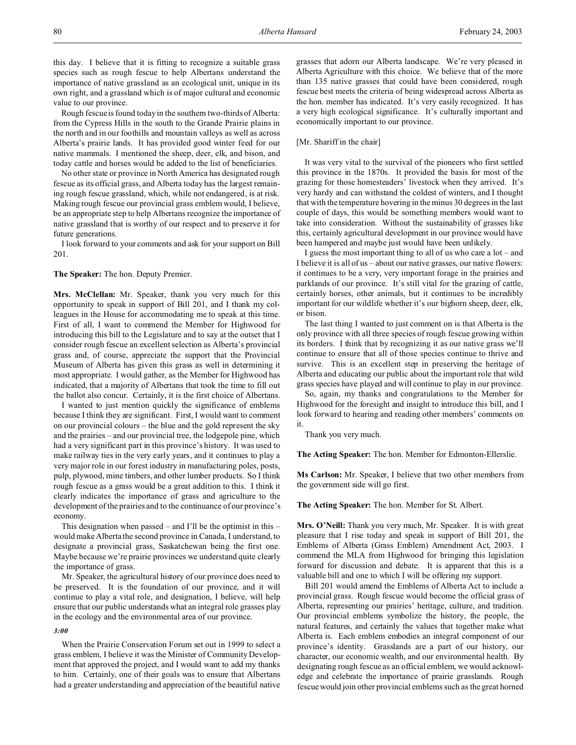this day. I believe that it is fitting to recognize a suitable grass species such as rough fescue to help Albertans understand the importance of native grassland as an ecological unit, unique in its own right, and a grassland which is of major cultural and economic value to our province.

Rough fescue is found today in the southern two-thirds of Alberta: from the Cypress Hills in the south to the Grande Prairie plains in the north and in our foothills and mountain valleys as well as across Alberta's prairie lands. It has provided good winter feed for our native mammals. I mentioned the sheep, deer, elk, and bison, and today cattle and horses would be added to the list of beneficiaries.

No other state or province in North America has designated rough fescue as its official grass, and Alberta today has the largest remaining rough fescue grassland, which, while not endangered, is at risk. Making rough fescue our provincial grass emblem would, I believe, be an appropriate step to help Albertans recognize the importance of native grassland that is worthy of our respect and to preserve it for future generations.

I look forward to your comments and ask for your support on Bill 201.

**The Speaker:** The hon. Deputy Premier.

**Mrs. McClellan:** Mr. Speaker, thank you very much for this opportunity to speak in support of Bill 201, and I thank my colleagues in the House for accommodating me to speak at this time. First of all, I want to commend the Member for Highwood for introducing this bill to the Legislature and to say at the outset that I consider rough fescue an excellent selection as Alberta's provincial grass and, of course, appreciate the support that the Provincial Museum of Alberta has given this grass as well in determining it most appropriate. I would gather, as the Member for Highwood has indicated, that a majority of Albertans that took the time to fill out the ballot also concur. Certainly, it is the first choice of Albertans.

I wanted to just mention quickly the significance of emblems because I think they are significant. First, I would want to comment on our provincial colours – the blue and the gold represent the sky and the prairies – and our provincial tree, the lodgepole pine, which had a very significant part in this province's history. It was used to make railway ties in the very early years, and it continues to play a very major role in our forest industry in manufacturing poles, posts, pulp, plywood, mine timbers, and other lumber products. So I think rough fescue as a grass would be a great addition to this. I think it clearly indicates the importance of grass and agriculture to the development of the prairies and to the continuance of our province's economy.

This designation when passed – and I'll be the optimist in this – would make Alberta the second province in Canada, I understand, to designate a provincial grass, Saskatchewan being the first one. Maybe because we're prairie provinces we understand quite clearly the importance of grass.

Mr. Speaker, the agricultural history of our province does need to be preserved. It is the foundation of our province, and it will continue to play a vital role, and designation, I believe, will help ensure that our public understands what an integral role grasses play in the ecology and the environmental area of our province.

*3:00*

When the Prairie Conservation Forum set out in 1999 to select a grass emblem, I believe it was the Minister of Community Development that approved the project, and I would want to add my thanks to him. Certainly, one of their goals was to ensure that Albertans had a greater understanding and appreciation of the beautiful native grasses that adorn our Alberta landscape. We're very pleased in Alberta Agriculture with this choice. We believe that of the more than 135 native grasses that could have been considered, rough fescue best meets the criteria of being widespread across Alberta as the hon. member has indicated. It's very easily recognized. It has a very high ecological significance. It's culturally important and economically important to our province.

[Mr. Shariff in the chair]

It was very vital to the survival of the pioneers who first settled this province in the 1870s. It provided the basis for most of the grazing for those homesteaders' livestock when they arrived. It's very hardy and can withstand the coldest of winters, and I thought that with the temperature hovering in the minus 30 degrees in the last couple of days, this would be something members would want to take into consideration. Without the sustainability of grasses like this, certainly agricultural development in our province would have been hampered and maybe just would have been unlikely.

I guess the most important thing to all of us who care a lot – and I believe it is all of us – about our native grasses, our native flowers: it continues to be a very, very important forage in the prairies and parklands of our province. It's still vital for the grazing of cattle, certainly horses, other animals, but it continues to be incredibly important for our wildlife whether it's our bighorn sheep, deer, elk, or bison.

The last thing I wanted to just comment on is that Alberta is the only province with all three species of rough fescue growing within its borders. I think that by recognizing it as our native grass we'll continue to ensure that all of those species continue to thrive and survive. This is an excellent step in preserving the heritage of Alberta and educating our public about the important role that wild grass species have played and will continue to play in our province.

So, again, my thanks and congratulations to the Member for Highwood for the foresight and insight to introduce this bill, and I look forward to hearing and reading other members' comments on it.

Thank you very much.

**The Acting Speaker:** The hon. Member for Edmonton-Ellerslie.

**Ms Carlson:** Mr. Speaker, I believe that two other members from the government side will go first.

**The Acting Speaker:** The hon. Member for St. Albert.

**Mrs. O'Neill:** Thank you very much, Mr. Speaker. It is with great pleasure that I rise today and speak in support of Bill 201, the Emblems of Alberta (Grass Emblem) Amendment Act, 2003. I commend the MLA from Highwood for bringing this legislation forward for discussion and debate. It is apparent that this is a valuable bill and one to which I will be offering my support.

Bill 201 would amend the Emblems of Alberta Act to include a provincial grass. Rough fescue would become the official grass of Alberta, representing our prairies' heritage, culture, and tradition. Our provincial emblems symbolize the history, the people, the natural features, and certainly the values that together make what Alberta is. Each emblem embodies an integral component of our province's identity. Grasslands are a part of our history, our character, our economic wealth, and our environmental health. By designating rough fescue as an official emblem, we would acknowledge and celebrate the importance of prairie grasslands. Rough fescue would join other provincial emblems such as the great horned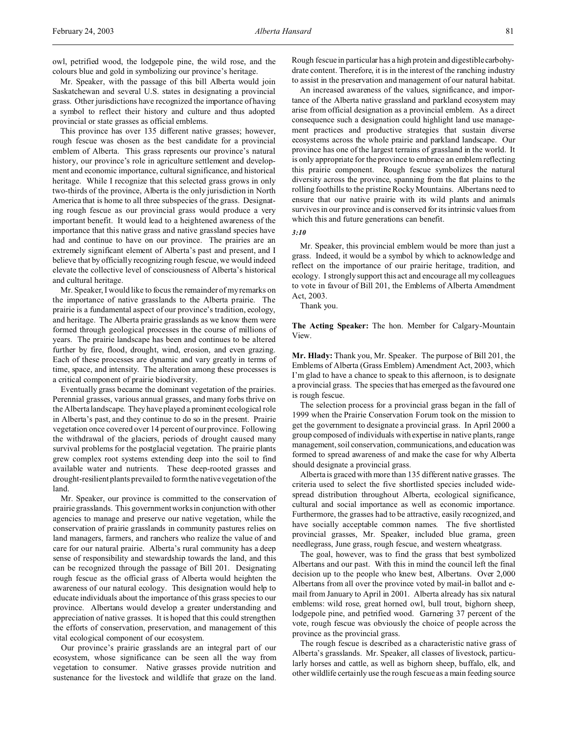owl, petrified wood, the lodgepole pine, the wild rose, and the colours blue and gold in symbolizing our province's heritage.

Mr. Speaker, with the passage of this bill Alberta would join Saskatchewan and several U.S. states in designating a provincial grass. Other jurisdictions have recognized the importance of having a symbol to reflect their history and culture and thus adopted provincial or state grasses as official emblems.

This province has over 135 different native grasses; however, rough fescue was chosen as the best candidate for a provincial emblem of Alberta. This grass represents our province's natural history, our province's role in agriculture settlement and development and economic importance, cultural significance, and historical heritage. While I recognize that this selected grass grows in only two-thirds of the province, Alberta is the only jurisdiction in North America that is home to all three subspecies of the grass. Designating rough fescue as our provincial grass would produce a very important benefit. It would lead to a heightened awareness of the importance that this native grass and native grassland species have had and continue to have on our province. The prairies are an extremely significant element of Alberta's past and present, and I believe that by officially recognizing rough fescue, we would indeed elevate the collective level of consciousness of Alberta's historical and cultural heritage.

Mr. Speaker, I would like to focus the remainder of my remarks on the importance of native grasslands to the Alberta prairie. The prairie is a fundamental aspect of our province's tradition, ecology, and heritage. The Alberta prairie grasslands as we know them were formed through geological processes in the course of millions of years. The prairie landscape has been and continues to be altered further by fire, flood, drought, wind, erosion, and even grazing. Each of these processes are dynamic and vary greatly in terms of time, space, and intensity. The alteration among these processes is a critical component of prairie biodiversity.

Eventually grass became the dominant vegetation of the prairies. Perennial grasses, various annual grasses, and many forbs thrive on the Alberta landscape. They have played a prominent ecological role in Alberta's past, and they continue to do so in the present. Prairie vegetation once covered over 14 percent of our province. Following the withdrawal of the glaciers, periods of drought caused many survival problems for the postglacial vegetation. The prairie plants grew complex root systems extending deep into the soil to find available water and nutrients. These deep-rooted grasses and drought-resilient plants prevailed to form the native vegetation of the land.

Mr. Speaker, our province is committed to the conservation of prairie grasslands. This government works in conjunction with other agencies to manage and preserve our native vegetation, while the conservation of prairie grasslands in community pastures relies on land managers, farmers, and ranchers who realize the value of and care for our natural prairie. Alberta's rural community has a deep sense of responsibility and stewardship towards the land, and this can be recognized through the passage of Bill 201. Designating rough fescue as the official grass of Alberta would heighten the awareness of our natural ecology. This designation would help to educate individuals about the importance of this grass species to our province. Albertans would develop a greater understanding and appreciation of native grasses. It is hoped that this could strengthen the efforts of conservation, preservation, and management of this vital ecological component of our ecosystem.

Our province's prairie grasslands are an integral part of our ecosystem, whose significance can be seen all the way from vegetation to consumer. Native grasses provide nutrition and sustenance for the livestock and wildlife that graze on the land. Rough fescue in particular has a high protein and digestible carbohydrate content. Therefore, it is in the interest of the ranching industry to assist in the preservation and management of our natural habitat.

An increased awareness of the values, significance, and importance of the Alberta native grassland and parkland ecosystem may arise from official designation as a provincial emblem. As a direct consequence such a designation could highlight land use management practices and productive strategies that sustain diverse ecosystems across the whole prairie and parkland landscape. Our province has one of the largest terrains of grassland in the world. It is only appropriate for the province to embrace an emblem reflecting this prairie component. Rough fescue symbolizes the natural diversity across the province, spanning from the flat plains to the rolling foothills to the pristine Rocky Mountains. Albertans need to ensure that our native prairie with its wild plants and animals survives in our province and is conserved for its intrinsic values from which this and future generations can benefit.

*3:10*

Mr. Speaker, this provincial emblem would be more than just a grass. Indeed, it would be a symbol by which to acknowledge and reflect on the importance of our prairie heritage, tradition, and ecology. I strongly support this act and encourage all my colleagues to vote in favour of Bill 201, the Emblems of Alberta Amendment Act, 2003.

Thank you.

**The Acting Speaker:** The hon. Member for Calgary-Mountain View.

**Mr. Hlady:** Thank you, Mr. Speaker. The purpose of Bill 201, the Emblems of Alberta (Grass Emblem) Amendment Act, 2003, which I'm glad to have a chance to speak to this afternoon, is to designate a provincial grass. The species that has emerged as the favoured one is rough fescue.

The selection process for a provincial grass began in the fall of 1999 when the Prairie Conservation Forum took on the mission to get the government to designate a provincial grass. In April 2000 a group composed of individuals with expertise in native plants, range management, soil conservation, communications, and education was formed to spread awareness of and make the case for why Alberta should designate a provincial grass.

Alberta is graced with more than 135 different native grasses. The criteria used to select the five shortlisted species included widespread distribution throughout Alberta, ecological significance, cultural and social importance as well as economic importance. Furthermore, the grasses had to be attractive, easily recognized, and have socially acceptable common names. The five shortlisted provincial grasses, Mr. Speaker, included blue grama, green needlegrass, June grass, rough fescue, and western wheatgrass.

The goal, however, was to find the grass that best symbolized Albertans and our past. With this in mind the council left the final decision up to the people who knew best, Albertans. Over 2,000 Albertans from all over the province voted by mail-in ballot and e-mail from January to April in 2001. Alberta already has six natural emblems: wild rose, great horned owl, bull trout, bighorn sheep, lodgepole pine, and petrified wood. Garnering 37 percent of the vote, rough fescue was obviously the choice of people across the province as the provincial grass.

The rough fescue is described as a characteristic native grass of Alberta's grasslands. Mr. Speaker, all classes of livestock, particularly horses and cattle, as well as bighorn sheep, buffalo, elk, and other wildlife certainly use the rough fescue as a main feeding source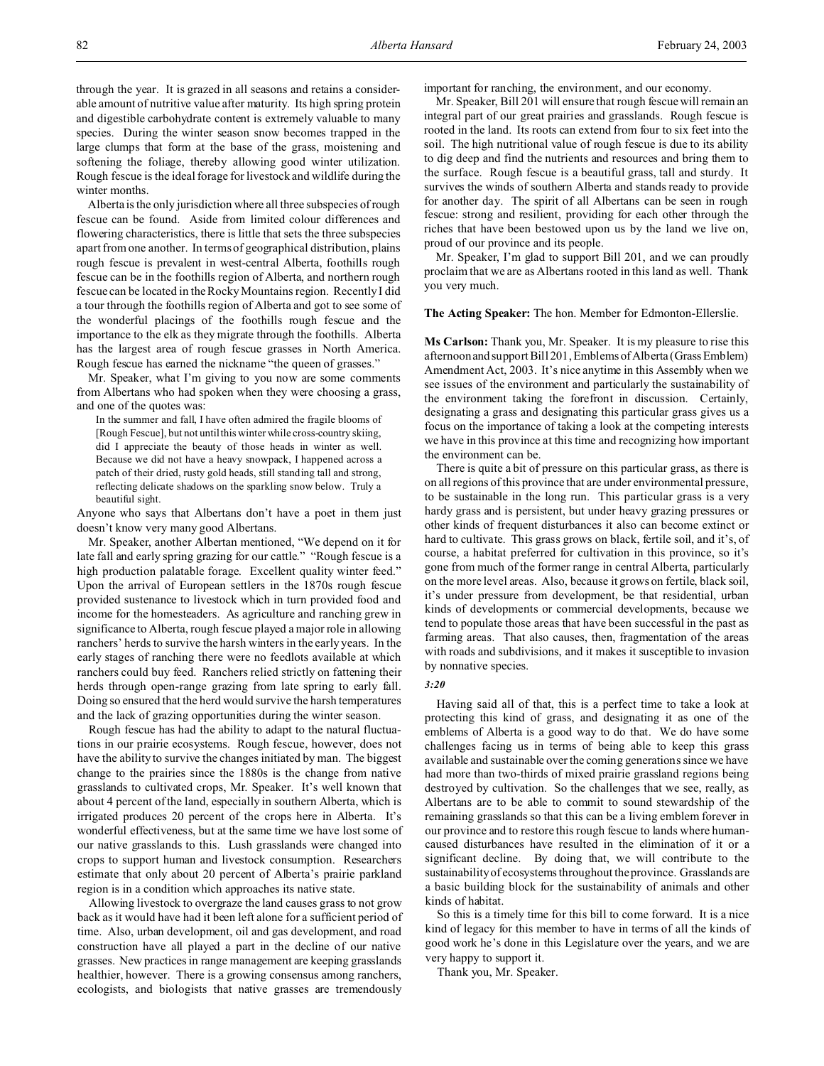through the year. It is grazed in all seasons and retains a considerable amount of nutritive value after maturity. Its high spring protein and digestible carbohydrate content is extremely valuable to many species. During the winter season snow becomes trapped in the large clumps that form at the base of the grass, moistening and softening the foliage, thereby allowing good winter utilization. Rough fescue is the ideal forage for livestock and wildlife during the winter months.

Alberta is the only jurisdiction where all three subspecies of rough fescue can be found. Aside from limited colour differences and flowering characteristics, there is little that sets the three subspecies apart from one another. In terms of geographical distribution, plains rough fescue is prevalent in west-central Alberta, foothills rough fescue can be in the foothills region of Alberta, and northern rough fescue can be located in the Rocky Mountains region. Recently I did a tour through the foothills region of Alberta and got to see some of the wonderful placings of the foothills rough fescue and the importance to the elk as they migrate through the foothills. Alberta has the largest area of rough fescue grasses in North America. Rough fescue has earned the nickname "the queen of grasses."

Mr. Speaker, what I'm giving to you now are some comments from Albertans who had spoken when they were choosing a grass, and one of the quotes was:

> In the summer and fall, I have often admired the fragile blooms of [Rough Fescue], but not until this winter while cross-country skiing, did I appreciate the beauty of those heads in winter as well. Because we did not have a heavy snowpack, I happened across a patch of their dried, rusty gold heads, still standing tall and strong, reflecting delicate shadows on the sparkling snow below. Truly a beautiful sight.

Anyone who says that Albertans don't have a poet in them just doesn't know very many good Albertans.

Mr. Speaker, another Albertan mentioned, "We depend on it for late fall and early spring grazing for our cattle." "Rough fescue is a high production palatable forage. Excellent quality winter feed." Upon the arrival of European settlers in the 1870s rough fescue provided sustenance to livestock which in turn provided food and income for the homesteaders. As agriculture and ranching grew in significance to Alberta, rough fescue played a major role in allowing ranchers' herds to survive the harsh winters in the early years. In the early stages of ranching there were no feedlots available at which ranchers could buy feed. Ranchers relied strictly on fattening their herds through open-range grazing from late spring to early fall. Doing so ensured that the herd would survive the harsh temperatures and the lack of grazing opportunities during the winter season.

Rough fescue has had the ability to adapt to the natural fluctuations in our prairie ecosystems. Rough fescue, however, does not have the ability to survive the changes initiated by man. The biggest change to the prairies since the 1880s is the change from native grasslands to cultivated crops, Mr. Speaker. It's well known that about 4 percent of the land, especially in southern Alberta, which is irrigated produces 20 percent of the crops here in Alberta. It's wonderful effectiveness, but at the same time we have lost some of our native grasslands to this. Lush grasslands were changed into crops to support human and livestock consumption. Researchers estimate that only about 20 percent of Alberta's prairie parkland region is in a condition which approaches its native state.

Allowing livestock to overgraze the land causes grass to not grow back as it would have had it been left alone for a sufficient period of time. Also, urban development, oil and gas development, and road construction have all played a part in the decline of our native grasses. New practices in range management are keeping grasslands healthier, however. There is a growing consensus among ranchers, ecologists, and biologists that native grasses are tremendously important for ranching, the environment, and our economy.

Mr. Speaker, Bill 201 will ensure that rough fescue will remain an integral part of our great prairies and grasslands. Rough fescue is rooted in the land. Its roots can extend from four to six feet into the soil. The high nutritional value of rough fescue is due to its ability to dig deep and find the nutrients and resources and bring them to the surface. Rough fescue is a beautiful grass, tall and sturdy. It survives the winds of southern Alberta and stands ready to provide for another day. The spirit of all Albertans can be seen in rough fescue: strong and resilient, providing for each other through the riches that have been bestowed upon us by the land we live on, proud of our province and its people.

Mr. Speaker, I'm glad to support Bill 201, and we can proudly proclaim that we are as Albertans rooted in this land as well. Thank you very much.

**The Acting Speaker:** The hon. Member for Edmonton-Ellerslie.

**Ms Carlson:** Thank you, Mr. Speaker. It is my pleasure to rise this afternoon and support Bill 201, Emblems of Alberta (Grass Emblem) Amendment Act, 2003. It's nice anytime in this Assembly when we see issues of the environment and particularly the sustainability of the environment taking the forefront in discussion. Certainly, designating a grass and designating this particular grass gives us a focus on the importance of taking a look at the competing interests we have in this province at this time and recognizing how important the environment can be.

There is quite a bit of pressure on this particular grass, as there is on all regions of this province that are under environmental pressure, to be sustainable in the long run. This particular grass is a very hardy grass and is persistent, but under heavy grazing pressures or other kinds of frequent disturbances it also can become extinct or hard to cultivate. This grass grows on black, fertile soil, and it's, of course, a habitat preferred for cultivation in this province, so it's gone from much of the former range in central Alberta, particularly on the more level areas. Also, because it grows on fertile, black soil, it's under pressure from development, be that residential, urban kinds of developments or commercial developments, because we tend to populate those areas that have been successful in the past as farming areas. That also causes, then, fragmentation of the areas with roads and subdivisions, and it makes it susceptible to invasion by nonnative species.

*3:20*

Having said all of that, this is a perfect time to take a look at protecting this kind of grass, and designating it as one of the emblems of Alberta is a good way to do that. We do have some challenges facing us in terms of being able to keep this grass available and sustainable over the coming generations since we have had more than two-thirds of mixed prairie grassland regions being destroyed by cultivation. So the challenges that we see, really, as Albertans are to be able to commit to sound stewardship of the remaining grasslands so that this can be a living emblem forever in our province and to restore this rough fescue to lands where human-caused disturbances have resulted in the elimination of it or a significant decline. By doing that, we will contribute to the sustainability of ecosystems throughout the province. Grasslands are a basic building block for the sustainability of animals and other kinds of habitat.

So this is a timely time for this bill to come forward. It is a nice kind of legacy for this member to have in terms of all the kinds of good work he's done in this Legislature over the years, and we are very happy to support it.

Thank you, Mr. Speaker.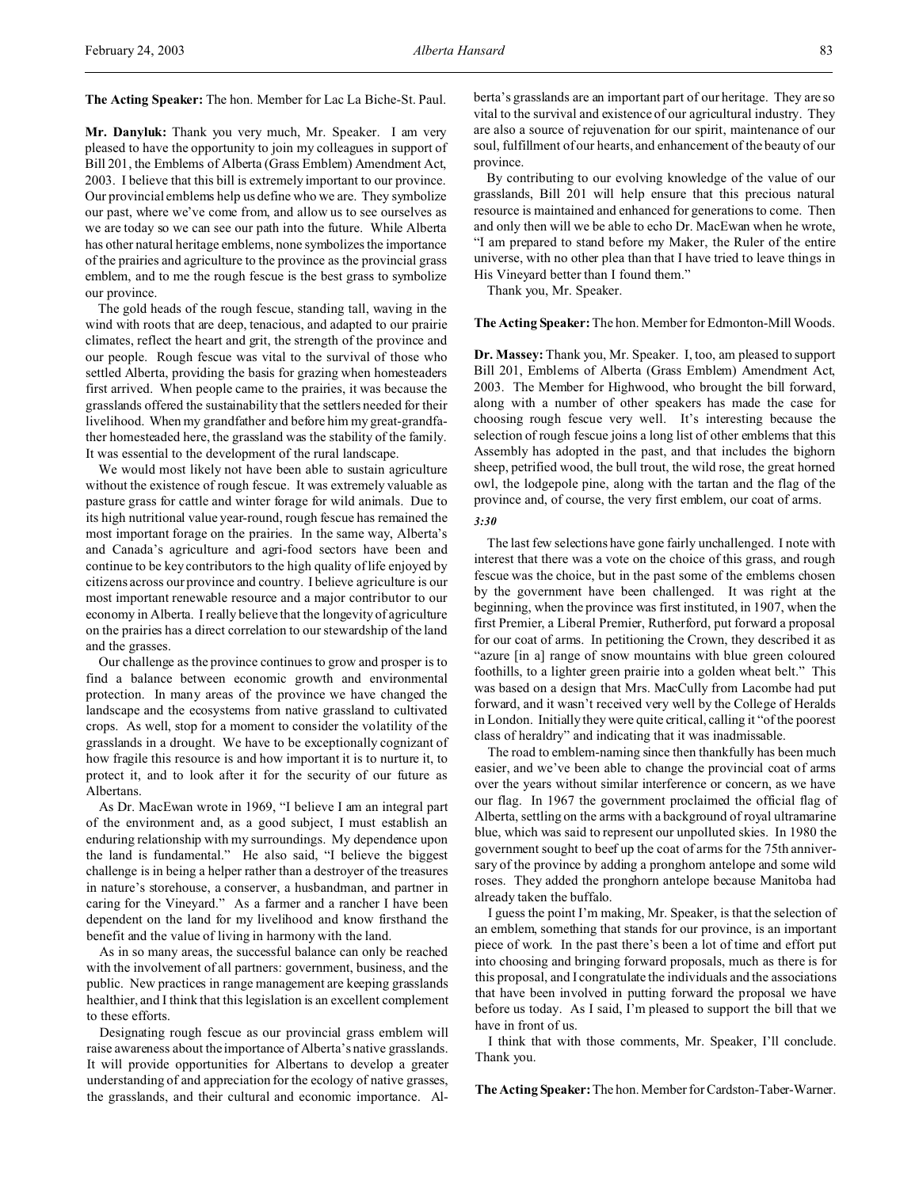**The Acting Speaker:** The hon. Member for Lac La Biche-St. Paul.

**Mr. Danyluk:** Thank you very much, Mr. Speaker. I am very pleased to have the opportunity to join my colleagues in support of Bill 201, the Emblems of Alberta (Grass Emblem) Amendment Act, 2003. I believe that this bill is extremely important to our province. Our provincial emblems help us define who we are. They symbolize our past, where we've come from, and allow us to see ourselves as we are today so we can see our path into the future. While Alberta has other natural heritage emblems, none symbolizes the importance of the prairies and agriculture to the province as the provincial grass emblem, and to me the rough fescue is the best grass to symbolize our province.

The gold heads of the rough fescue, standing tall, waving in the wind with roots that are deep, tenacious, and adapted to our prairie climates, reflect the heart and grit, the strength of the province and our people. Rough fescue was vital to the survival of those who settled Alberta, providing the basis for grazing when homesteaders first arrived. When people came to the prairies, it was because the grasslands offered the sustainability that the settlers needed for their livelihood. When my grandfather and before him my great-grandfather homesteaded here, the grassland was the stability of the family. It was essential to the development of the rural landscape.

We would most likely not have been able to sustain agriculture without the existence of rough fescue. It was extremely valuable as pasture grass for cattle and winter forage for wild animals. Due to its high nutritional value year-round, rough fescue has remained the most important forage on the prairies. In the same way, Alberta's and Canada's agriculture and agri-food sectors have been and continue to be key contributors to the high quality of life enjoyed by citizens across our province and country. I believe agriculture is our most important renewable resource and a major contributor to our economy in Alberta. I really believe that the longevity of agriculture on the prairies has a direct correlation to our stewardship of the land and the grasses.

Our challenge as the province continues to grow and prosper is to find a balance between economic growth and environmental protection. In many areas of the province we have changed the landscape and the ecosystems from native grassland to cultivated crops. As well, stop for a moment to consider the volatility of the grasslands in a drought. We have to be exceptionally cognizant of how fragile this resource is and how important it is to nurture it, to protect it, and to look after it for the security of our future as Albertans.

As Dr. MacEwan wrote in 1969, "I believe I am an integral part of the environment and, as a good subject, I must establish an enduring relationship with my surroundings. My dependence upon the land is fundamental." He also said, "I believe the biggest challenge is in being a helper rather than a destroyer of the treasures in nature's storehouse, a conserver, a husbandman, and partner in caring for the Vineyard." As a farmer and a rancher I have been dependent on the land for my livelihood and know firsthand the benefit and the value of living in harmony with the land.

As in so many areas, the successful balance can only be reached with the involvement of all partners: government, business, and the public. New practices in range management are keeping grasslands healthier, and I think that this legislation is an excellent complement to these efforts.

Designating rough fescue as our provincial grass emblem will raise awareness about the importance of Alberta's native grasslands. It will provide opportunities for Albertans to develop a greater understanding of and appreciation for the ecology of native grasses, the grasslands, and their cultural and economic importance. Alberta's grasslands are an important part of our heritage. They are so vital to the survival and existence of our agricultural industry. They are also a source of rejuvenation for our spirit, maintenance of our soul, fulfillment of our hearts, and enhancement of the beauty of our province.

By contributing to our evolving knowledge of the value of our grasslands, Bill 201 will help ensure that this precious natural resource is maintained and enhanced for generations to come. Then and only then will we be able to echo Dr. MacEwan when he wrote, "I am prepared to stand before my Maker, the Ruler of the entire universe, with no other plea than that I have tried to leave things in His Vineyard better than I found them."

Thank you, Mr. Speaker.

**The Acting Speaker:** The hon. Member for Edmonton-Mill Woods.

**Dr. Massey:** Thank you, Mr. Speaker. I, too, am pleased to support Bill 201, Emblems of Alberta (Grass Emblem) Amendment Act, 2003. The Member for Highwood, who brought the bill forward, along with a number of other speakers has made the case for choosing rough fescue very well. It's interesting because the selection of rough fescue joins a long list of other emblems that this Assembly has adopted in the past, and that includes the bighorn sheep, petrified wood, the bull trout, the wild rose, the great horned owl, the lodgepole pine, along with the tartan and the flag of the province and, of course, the very first emblem, our coat of arms.

*3:30*

The last few selections have gone fairly unchallenged. I note with interest that there was a vote on the choice of this grass, and rough fescue was the choice, but in the past some of the emblems chosen by the government have been challenged. It was right at the beginning, when the province was first instituted, in 1907, when the first Premier, a Liberal Premier, Rutherford, put forward a proposal for our coat of arms. In petitioning the Crown, they described it as "azure [in a] range of snow mountains with blue green coloured foothills, to a lighter green prairie into a golden wheat belt." This was based on a design that Mrs. MacCully from Lacombe had put forward, and it wasn't received very well by the College of Heralds in London. Initially they were quite critical, calling it "of the poorest class of heraldry" and indicating that it was inadmissable.

The road to emblem-naming since then thankfully has been much easier, and we've been able to change the provincial coat of arms over the years without similar interference or concern, as we have our flag. In 1967 the government proclaimed the official flag of Alberta, settling on the arms with a background of royal ultramarine blue, which was said to represent our unpolluted skies. In 1980 the government sought to beef up the coat of arms for the 75th anniversary of the province by adding a pronghorn antelope and some wild roses. They added the pronghorn antelope because Manitoba had already taken the buffalo.

I guess the point I'm making, Mr. Speaker, is that the selection of an emblem, something that stands for our province, is an important piece of work. In the past there's been a lot of time and effort put into choosing and bringing forward proposals, much as there is for this proposal, and I congratulate the individuals and the associations that have been involved in putting forward the proposal we have before us today. As I said, I'm pleased to support the bill that we have in front of us.

I think that with those comments, Mr. Speaker, I'll conclude. Thank you.

**The Acting Speaker:** The hon. Member for Cardston-Taber-Warner.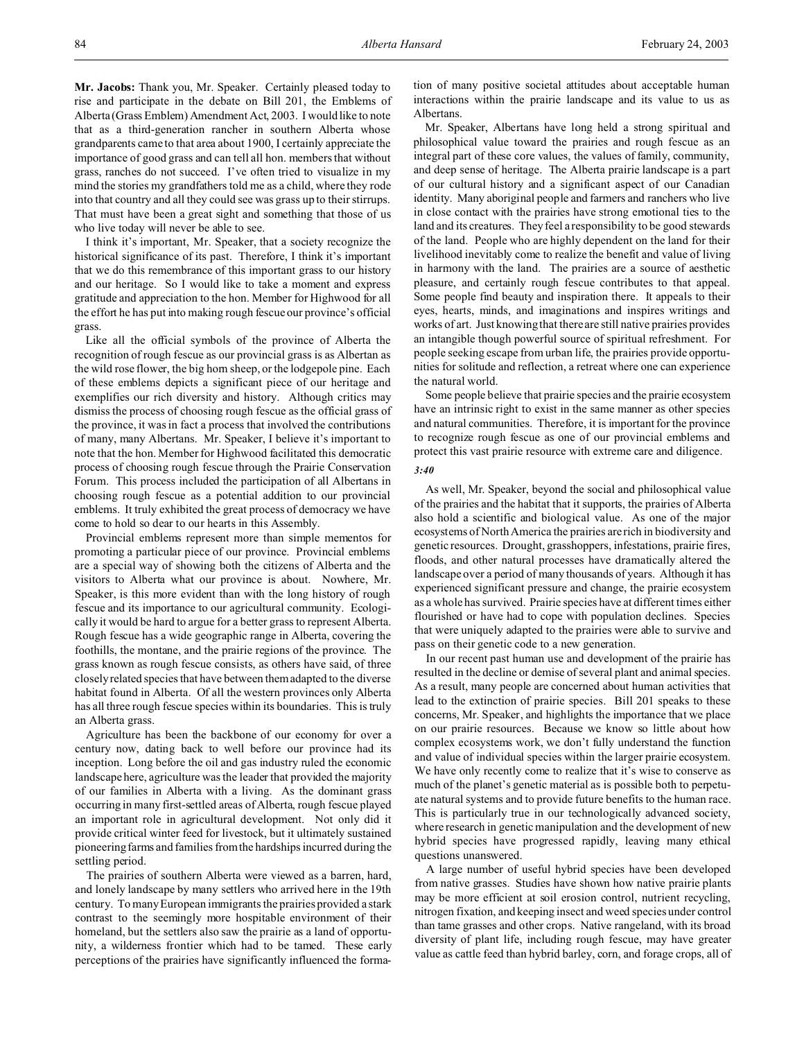**Mr. Jacobs:** Thank you, Mr. Speaker. Certainly pleased today to rise and participate in the debate on Bill 201, the Emblems of Alberta (Grass Emblem) Amendment Act, 2003. I would like to note that as a third-generation rancher in southern Alberta whose grandparents came to that area about 1900, I certainly appreciate the importance of good grass and can tell all hon. members that without grass, ranches do not succeed. I've often tried to visualize in my mind the stories my grandfathers told me as a child, where they rode into that country and all they could see was grass up to their stirrups. That must have been a great sight and something that those of us who live today will never be able to see.

I think it's important, Mr. Speaker, that a society recognize the historical significance of its past. Therefore, I think it's important that we do this remembrance of this important grass to our history and our heritage. So I would like to take a moment and express gratitude and appreciation to the hon. Member for Highwood for all the effort he has put into making rough fescue our province's official grass.

Like all the official symbols of the province of Alberta the recognition of rough fescue as our provincial grass is as Albertan as the wild rose flower, the big horn sheep, or the lodgepole pine. Each of these emblems depicts a significant piece of our heritage and exemplifies our rich diversity and history. Although critics may dismiss the process of choosing rough fescue as the official grass of the province, it was in fact a process that involved the contributions of many, many Albertans. Mr. Speaker, I believe it's important to note that the hon. Member for Highwood facilitated this democratic process of choosing rough fescue through the Prairie Conservation Forum. This process included the participation of all Albertans in choosing rough fescue as a potential addition to our provincial emblems. It truly exhibited the great process of democracy we have come to hold so dear to our hearts in this Assembly.

Provincial emblems represent more than simple mementos for promoting a particular piece of our province. Provincial emblems are a special way of showing both the citizens of Alberta and the visitors to Alberta what our province is about. Nowhere, Mr. Speaker, is this more evident than with the long history of rough fescue and its importance to our agricultural community. Ecologically it would be hard to argue for a better grass to represent Alberta. Rough fescue has a wide geographic range in Alberta, covering the foothills, the montane, and the prairie regions of the province. The grass known as rough fescue consists, as others have said, of three closely related species that have between them adapted to the diverse habitat found in Alberta. Of all the western provinces only Alberta has all three rough fescue species within its boundaries. This is truly an Alberta grass.

Agriculture has been the backbone of our economy for over a century now, dating back to well before our province had its inception. Long before the oil and gas industry ruled the economic landscape here, agriculture was the leader that provided the majority of our families in Alberta with a living. As the dominant grass occurring in many first-settled areas of Alberta, rough fescue played an important role in agricultural development. Not only did it provide critical winter feed for livestock, but it ultimately sustained pioneering farms and families from the hardships incurred during the settling period.

The prairies of southern Alberta were viewed as a barren, hard, and lonely landscape by many settlers who arrived here in the 19th century. To many European immigrants the prairies provided a stark contrast to the seemingly more hospitable environment of their homeland, but the settlers also saw the prairie as a land of opportunity, a wilderness frontier which had to be tamed. These early perceptions of the prairies have significantly influenced the formation of many positive societal attitudes about acceptable human interactions within the prairie landscape and its value to us as Albertans.

Mr. Speaker, Albertans have long held a strong spiritual and philosophical value toward the prairies and rough fescue as an integral part of these core values, the values of family, community, and deep sense of heritage. The Alberta prairie landscape is a part of our cultural history and a significant aspect of our Canadian identity. Many aboriginal people and farmers and ranchers who live in close contact with the prairies have strong emotional ties to the land and its creatures. They feel a responsibility to be good stewards of the land. People who are highly dependent on the land for their livelihood inevitably come to realize the benefit and value of living in harmony with the land. The prairies are a source of aesthetic pleasure, and certainly rough fescue contributes to that appeal. Some people find beauty and inspiration there. It appeals to their eyes, hearts, minds, and imaginations and inspires writings and works of art. Just knowing that there are still native prairies provides an intangible though powerful source of spiritual refreshment. For people seeking escape from urban life, the prairies provide opportunities for solitude and reflection, a retreat where one can experience the natural world.

Some people believe that prairie species and the prairie ecosystem have an intrinsic right to exist in the same manner as other species and natural communities. Therefore, it is important for the province to recognize rough fescue as one of our provincial emblems and protect this vast prairie resource with extreme care and diligence.

*3:40*

As well, Mr. Speaker, beyond the social and philosophical value of the prairies and the habitat that it supports, the prairies of Alberta also hold a scientific and biological value. As one of the major ecosystems of North America the prairies are rich in biodiversity and genetic resources. Drought, grasshoppers, infestations, prairie fires, floods, and other natural processes have dramatically altered the landscape over a period of many thousands of years. Although it has experienced significant pressure and change, the prairie ecosystem as a whole has survived. Prairie species have at different times either flourished or have had to cope with population declines. Species that were uniquely adapted to the prairies were able to survive and pass on their genetic code to a new generation.

In our recent past human use and development of the prairie has resulted in the decline or demise of several plant and animal species. As a result, many people are concerned about human activities that lead to the extinction of prairie species. Bill 201 speaks to these concerns, Mr. Speaker, and highlights the importance that we place on our prairie resources. Because we know so little about how complex ecosystems work, we don't fully understand the function and value of individual species within the larger prairie ecosystem. We have only recently come to realize that it's wise to conserve as much of the planet's genetic material as is possible both to perpetuate natural systems and to provide future benefits to the human race. This is particularly true in our technologically advanced society, where research in genetic manipulation and the development of new hybrid species have progressed rapidly, leaving many ethical questions unanswered.

A large number of useful hybrid species have been developed from native grasses. Studies have shown how native prairie plants may be more efficient at soil erosion control, nutrient recycling, nitrogen fixation, and keeping insect and weed species under control than tame grasses and other crops. Native rangeland, with its broad diversity of plant life, including rough fescue, may have greater value as cattle feed than hybrid barley, corn, and forage crops, all of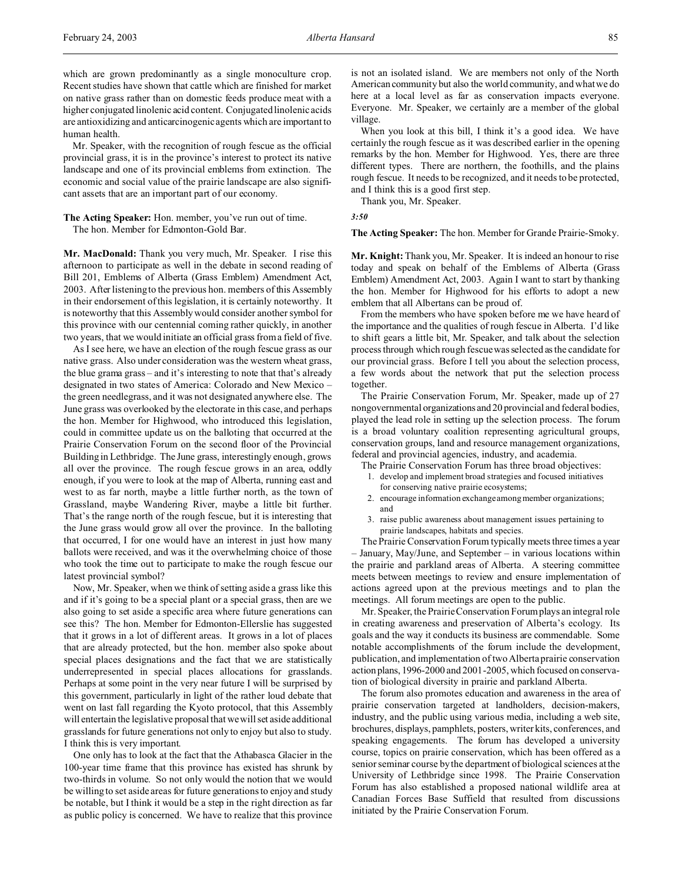which are grown predominantly as a single monoculture crop. Recent studies have shown that cattle which are finished for market on native grass rather than on domestic feeds produce meat with a higher conjugated linolenic acid content. Conjugated linolenic acids are antioxidizing and anticarcinogenic agents which are important to human health.

Mr. Speaker, with the recognition of rough fescue as the official provincial grass, it is in the province's interest to protect its native landscape and one of its provincial emblems from extinction. The economic and social value of the prairie landscape are also significant assets that are an important part of our economy.

**The Acting Speaker:** Hon. member, you've run out of time.

The hon. Member for Edmonton-Gold Bar.

**Mr. MacDonald:** Thank you very much, Mr. Speaker. I rise this afternoon to participate as well in the debate in second reading of Bill 201, Emblems of Alberta (Grass Emblem) Amendment Act, 2003. After listening to the previous hon. members of this Assembly in their endorsement of this legislation, it is certainly noteworthy. It is noteworthy that this Assembly would consider another symbol for this province with our centennial coming rather quickly, in another two years, that we would initiate an official grass from a field of five.

As I see here, we have an election of the rough fescue grass as our native grass. Also under consideration was the western wheat grass, the blue grama grass – and it's interesting to note that that's already designated in two states of America: Colorado and New Mexico – the green needlegrass, and it was not designated anywhere else. The June grass was overlooked by the electorate in this case, and perhaps the hon. Member for Highwood, who introduced this legislation, could in committee update us on the balloting that occurred at the Prairie Conservation Forum on the second floor of the Provincial Building in Lethbridge. The June grass, interestingly enough, grows all over the province. The rough fescue grows in an area, oddly enough, if you were to look at the map of Alberta, running east and west to as far north, maybe a little further north, as the town of Grassland, maybe Wandering River, maybe a little bit further. That's the range north of the rough fescue, but it is interesting that the June grass would grow all over the province. In the balloting that occurred, I for one would have an interest in just how many ballots were received, and was it the overwhelming choice of those who took the time out to participate to make the rough fescue our latest provincial symbol?

Now, Mr. Speaker, when we think of setting aside a grass like this and if it's going to be a special plant or a special grass, then are we also going to set aside a specific area where future generations can see this? The hon. Member for Edmonton-Ellerslie has suggested that it grows in a lot of different areas. It grows in a lot of places that are already protected, but the hon. member also spoke about special places designations and the fact that we are statistically underrepresented in special places allocations for grasslands. Perhaps at some point in the very near future I will be surprised by this government, particularly in light of the rather loud debate that went on last fall regarding the Kyoto protocol, that this Assembly will entertain the legislative proposal that we will set aside additional grasslands for future generations not only to enjoy but also to study. I think this is very important.

One only has to look at the fact that the Athabasca Glacier in the 100-year time frame that this province has existed has shrunk by two-thirds in volume. So not only would the notion that we would be willing to set aside areas for future generations to enjoy and study be notable, but I think it would be a step in the right direction as far as public policy is concerned. We have to realize that this province is not an isolated island. We are members not only of the North American community but also the world community, and what we do here at a local level as far as conservation impacts everyone. Everyone. Mr. Speaker, we certainly are a member of the global village.

When you look at this bill, I think it's a good idea. We have certainly the rough fescue as it was described earlier in the opening remarks by the hon. Member for Highwood. Yes, there are three different types. There are northern, the foothills, and the plains rough fescue. It needs to be recognized, and it needs to be protected, and I think this is a good first step.

Thank you, Mr. Speaker.

*3:50*

**The Acting Speaker:** The hon. Member for Grande Prairie-Smoky.

**Mr. Knight:** Thank you, Mr. Speaker. It is indeed an honour to rise today and speak on behalf of the Emblems of Alberta (Grass Emblem) Amendment Act, 2003. Again I want to start by thanking the hon. Member for Highwood for his efforts to adopt a new emblem that all Albertans can be proud of.

From the members who have spoken before me we have heard of the importance and the qualities of rough fescue in Alberta. I'd like to shift gears a little bit, Mr. Speaker, and talk about the selection process through which rough fescue was selected as the candidate for our provincial grass. Before I tell you about the selection process, a few words about the network that put the selection process together.

The Prairie Conservation Forum, Mr. Speaker, made up of 27 nongovernmental organizations and 20 provincial and federal bodies, played the lead role in setting up the selection process. The forum is a broad voluntary coalition representing agricultural groups, conservation groups, land and resource management organizations, federal and provincial agencies, industry, and academia.

The Prairie Conservation Forum has three broad objectives:

1. develop and implement broad strategies and focused initiatives for conserving native prairie ecosystems;
2. encourage information exchange among member organizations; and
3. raise public awareness about management issues pertaining to prairie landscapes, habitats and species.

The Prairie Conservation Forum typically meets three times a year – January, May/June, and September – in various locations within the prairie and parkland areas of Alberta. A steering committee meets between meetings to review and ensure implementation of actions agreed upon at the previous meetings and to plan the meetings. All forum meetings are open to the public.

Mr. Speaker, the Prairie Conservation Forum plays an integral role in creating awareness and preservation of Alberta's ecology. Its goals and the way it conducts its business are commendable. Some notable accomplishments of the forum include the development, publication, and implementation of two Alberta prairie conservation action plans, 1996-2000 and 2001-2005, which focused on conservation of biological diversity in prairie and parkland Alberta.

The forum also promotes education and awareness in the area of prairie conservation targeted at landholders, decision-makers, industry, and the public using various media, including a web site, brochures, displays, pamphlets, posters, writer kits, conferences, and speaking engagements. The forum has developed a university course, topics on prairie conservation, which has been offered as a senior seminar course by the department of biological sciences at the University of Lethbridge since 1998. The Prairie Conservation Forum has also established a proposed national wildlife area at Canadian Forces Base Suffield that resulted from discussions initiated by the Prairie Conservation Forum.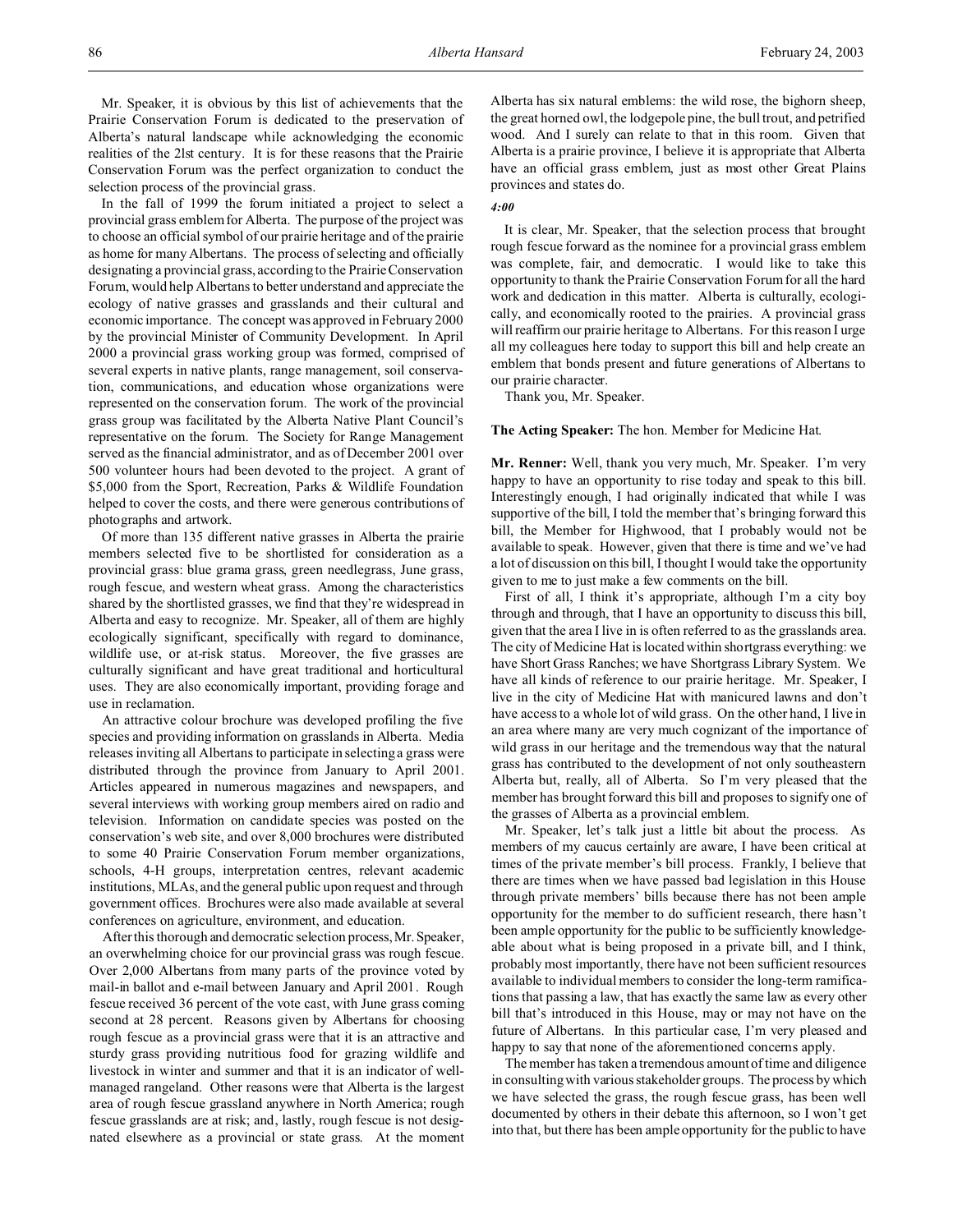Mr. Speaker, it is obvious by this list of achievements that the Prairie Conservation Forum is dedicated to the preservation of Alberta's natural landscape while acknowledging the economic realities of the 21st century. It is for these reasons that the Prairie Conservation Forum was the perfect organization to conduct the selection process of the provincial grass.

In the fall of 1999 the forum initiated a project to select a provincial grass emblem for Alberta. The purpose of the project was to choose an official symbol of our prairie heritage and of the prairie as home for many Albertans. The process of selecting and officially designating a provincial grass, according to the Prairie Conservation Forum, would help Albertans to better understand and appreciate the ecology of native grasses and grasslands and their cultural and economic importance. The concept was approved in February 2000 by the provincial Minister of Community Development. In April 2000 a provincial grass working group was formed, comprised of several experts in native plants, range management, soil conservation, communications, and education whose organizations were represented on the conservation forum. The work of the provincial grass group was facilitated by the Alberta Native Plant Council's representative on the forum. The Society for Range Management served as the financial administrator, and as of December 2001 over 500 volunteer hours had been devoted to the project. A grant of $5,000 from the Sport, Recreation, Parks & Wildlife Foundation helped to cover the costs, and there were generous contributions of photographs and artwork.

Of more than 135 different native grasses in Alberta the prairie members selected five to be shortlisted for consideration as a provincial grass: blue grama grass, green needlegrass, June grass, rough fescue, and western wheat grass. Among the characteristics shared by the shortlisted grasses, we find that they're widespread in Alberta and easy to recognize. Mr. Speaker, all of them are highly ecologically significant, specifically with regard to dominance, wildlife use, or at-risk status. Moreover, the five grasses are culturally significant and have great traditional and horticultural uses. They are also economically important, providing forage and use in reclamation.

An attractive colour brochure was developed profiling the five species and providing information on grasslands in Alberta. Media releases inviting all Albertans to participate in selecting a grass were distributed through the province from January to April 2001. Articles appeared in numerous magazines and newspapers, and several interviews with working group members aired on radio and television. Information on candidate species was posted on the conservation's web site, and over 8,000 brochures were distributed to some 40 Prairie Conservation Forum member organizations, schools, 4-H groups, interpretation centres, relevant academic institutions, MLAs, and the general public upon request and through government offices. Brochures were also made available at several conferences on agriculture, environment, and education.

After this thorough and democratic selection process, Mr. Speaker, an overwhelming choice for our provincial grass was rough fescue. Over 2,000 Albertans from many parts of the province voted by mail-in ballot and e-mail between January and April 2001. Rough fescue received 36 percent of the vote cast, with June grass coming second at 28 percent. Reasons given by Albertans for choosing rough fescue as a provincial grass were that it is an attractive and sturdy grass providing nutritious food for grazing wildlife and livestock in winter and summer and that it is an indicator of well-managed rangeland. Other reasons were that Alberta is the largest area of rough fescue grassland anywhere in North America; rough fescue grasslands are at risk; and, lastly, rough fescue is not designated elsewhere as a provincial or state grass. At the moment Alberta has six natural emblems: the wild rose, the bighorn sheep, the great horned owl, the lodgepole pine, the bull trout, and petrified wood. And I surely can relate to that in this room. Given that Alberta is a prairie province, I believe it is appropriate that Alberta have an official grass emblem, just as most other Great Plains provinces and states do.

*4:00*

It is clear, Mr. Speaker, that the selection process that brought rough fescue forward as the nominee for a provincial grass emblem was complete, fair, and democratic. I would like to take this opportunity to thank the Prairie Conservation Forum for all the hard work and dedication in this matter. Alberta is culturally, ecologically, and economically rooted to the prairies. A provincial grass will reaffirm our prairie heritage to Albertans. For this reason I urge all my colleagues here today to support this bill and help create an emblem that bonds present and future generations of Albertans to our prairie character.

Thank you, Mr. Speaker.

**The Acting Speaker:** The hon. Member for Medicine Hat.

**Mr. Renner:** Well, thank you very much, Mr. Speaker. I'm very happy to have an opportunity to rise today and speak to this bill. Interestingly enough, I had originally indicated that while I was supportive of the bill, I told the member that's bringing forward this bill, the Member for Highwood, that I probably would not be available to speak. However, given that there is time and we've had a lot of discussion on this bill, I thought I would take the opportunity given to me to just make a few comments on the bill.

First of all, I think it's appropriate, although I'm a city boy through and through, that I have an opportunity to discuss this bill, given that the area I live in is often referred to as the grasslands area. The city of Medicine Hat is located within shortgrass everything: we have Short Grass Ranches; we have Shortgrass Library System. We have all kinds of reference to our prairie heritage. Mr. Speaker, I live in the city of Medicine Hat with manicured lawns and don't have access to a whole lot of wild grass. On the other hand, I live in an area where many are very much cognizant of the importance of wild grass in our heritage and the tremendous way that the natural grass has contributed to the development of not only southeastern Alberta but, really, all of Alberta. So I'm very pleased that the member has brought forward this bill and proposes to signify one of the grasses of Alberta as a provincial emblem.

Mr. Speaker, let's talk just a little bit about the process. As members of my caucus certainly are aware, I have been critical at times of the private member's bill process. Frankly, I believe that there are times when we have passed bad legislation in this House through private members' bills because there has not been ample opportunity for the member to do sufficient research, there hasn't been ample opportunity for the public to be sufficiently knowledgeable about what is being proposed in a private bill, and I think, probably most importantly, there have not been sufficient resources available to individual members to consider the long-term ramifications that passing a law, that has exactly the same law as every other bill that's introduced in this House, may or may not have on the future of Albertans. In this particular case, I'm very pleased and happy to say that none of the aforementioned concerns apply.

The member has taken a tremendous amount of time and diligence in consulting with various stakeholder groups. The process by which we have selected the grass, the rough fescue grass, has been well documented by others in their debate this afternoon, so I won't get into that, but there has been ample opportunity for the public to have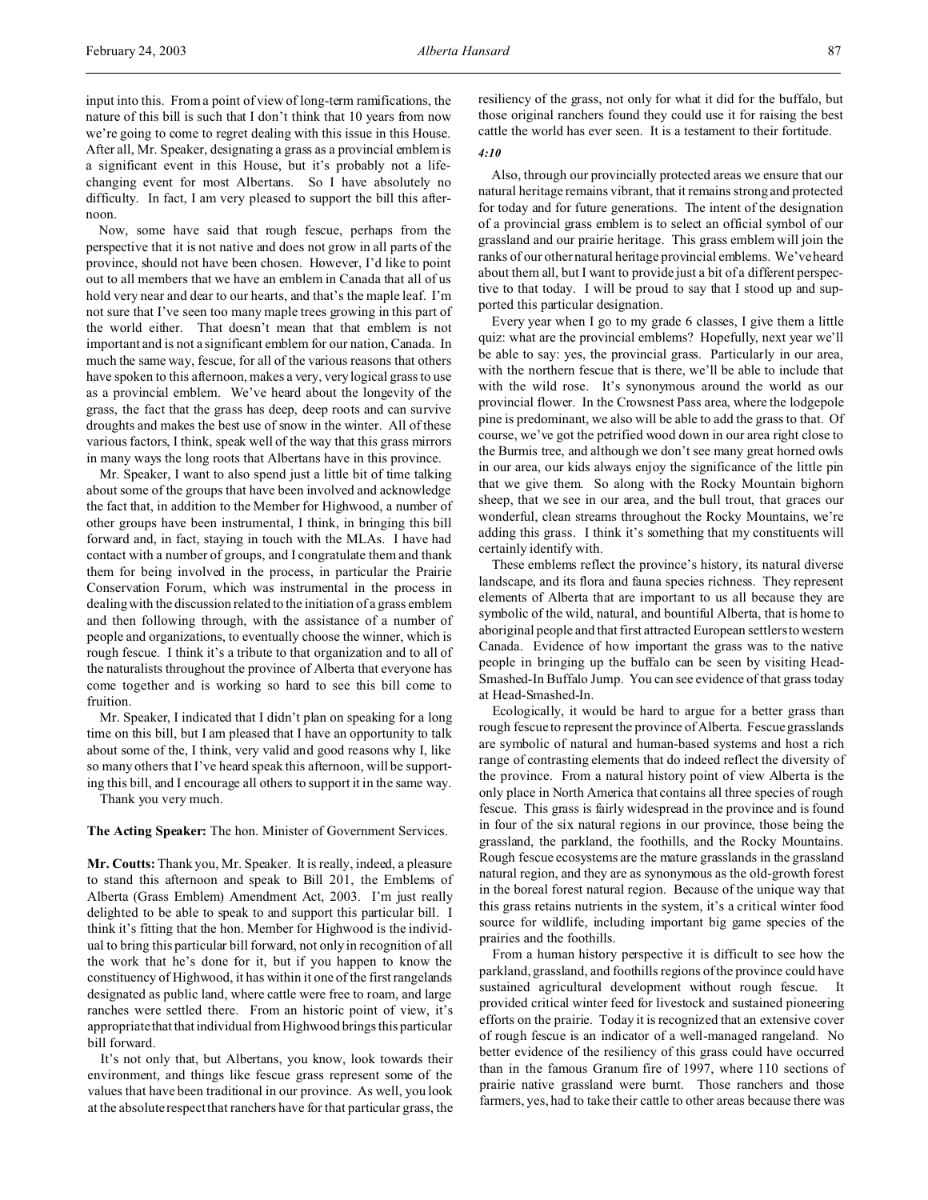input into this. From a point of view of long-term ramifications, the nature of this bill is such that I don't think that 10 years from now we're going to come to regret dealing with this issue in this House. After all, Mr. Speaker, designating a grass as a provincial emblem is a significant event in this House, but it's probably not a life-changing event for most Albertans. So I have absolutely no difficulty. In fact, I am very pleased to support the bill this afternoon.

Now, some have said that rough fescue, perhaps from the perspective that it is not native and does not grow in all parts of the province, should not have been chosen. However, I'd like to point out to all members that we have an emblem in Canada that all of us hold very near and dear to our hearts, and that's the maple leaf. I'm not sure that I've seen too many maple trees growing in this part of the world either. That doesn't mean that that emblem is not important and is not a significant emblem for our nation, Canada. In much the same way, fescue, for all of the various reasons that others have spoken to this afternoon, makes a very, very logical grass to use as a provincial emblem. We've heard about the longevity of the grass, the fact that the grass has deep, deep roots and can survive droughts and makes the best use of snow in the winter. All of these various factors, I think, speak well of the way that this grass mirrors in many ways the long roots that Albertans have in this province.

Mr. Speaker, I want to also spend just a little bit of time talking about some of the groups that have been involved and acknowledge the fact that, in addition to the Member for Highwood, a number of other groups have been instrumental, I think, in bringing this bill forward and, in fact, staying in touch with the MLAs. I have had contact with a number of groups, and I congratulate them and thank them for being involved in the process, in particular the Prairie Conservation Forum, which was instrumental in the process in dealing with the discussion related to the initiation of a grass emblem and then following through, with the assistance of a number of people and organizations, to eventually choose the winner, which is rough fescue. I think it's a tribute to that organization and to all of the naturalists throughout the province of Alberta that everyone has come together and is working so hard to see this bill come to fruition.

Mr. Speaker, I indicated that I didn't plan on speaking for a long time on this bill, but I am pleased that I have an opportunity to talk about some of the, I think, very valid and good reasons why I, like so many others that I've heard speak this afternoon, will be supporting this bill, and I encourage all others to support it in the same way.

Thank you very much.

**The Acting Speaker:** The hon. Minister of Government Services.

**Mr. Coutts:** Thank you, Mr. Speaker. It is really, indeed, a pleasure to stand this afternoon and speak to Bill 201, the Emblems of Alberta (Grass Emblem) Amendment Act, 2003. I'm just really delighted to be able to speak to and support this particular bill. I think it's fitting that the hon. Member for Highwood is the individual to bring this particular bill forward, not only in recognition of all the work that he's done for it, but if you happen to know the constituency of Highwood, it has within it one of the first rangelands designated as public land, where cattle were free to roam, and large ranches were settled there. From an historic point of view, it's appropriate that that individual from Highwood brings this particular bill forward.

It's not only that, but Albertans, you know, look towards their environment, and things like fescue grass represent some of the values that have been traditional in our province. As well, you look at the absolute respect that ranchers have for that particular grass, the resiliency of the grass, not only for what it did for the buffalo, but those original ranchers found they could use it for raising the best cattle the world has ever seen. It is a testament to their fortitude.

*4:10*

Also, through our provincially protected areas we ensure that our natural heritage remains vibrant, that it remains strong and protected for today and for future generations. The intent of the designation of a provincial grass emblem is to select an official symbol of our grassland and our prairie heritage. This grass emblem will join the ranks of our other natural heritage provincial emblems. We've heard about them all, but I want to provide just a bit of a different perspective to that today. I will be proud to say that I stood up and supported this particular designation.

Every year when I go to my grade 6 classes, I give them a little quiz: what are the provincial emblems? Hopefully, next year we'll be able to say: yes, the provincial grass. Particularly in our area, with the northern fescue that is there, we'll be able to include that with the wild rose. It's synonymous around the world as our provincial flower. In the Crowsnest Pass area, where the lodgepole pine is predominant, we also will be able to add the grass to that. Of course, we've got the petrified wood down in our area right close to the Burmis tree, and although we don't see many great horned owls in our area, our kids always enjoy the significance of the little pin that we give them. So along with the Rocky Mountain bighorn sheep, that we see in our area, and the bull trout, that graces our wonderful, clean streams throughout the Rocky Mountains, we're adding this grass. I think it's something that my constituents will certainly identify with.

These emblems reflect the province's history, its natural diverse landscape, and its flora and fauna species richness. They represent elements of Alberta that are important to us all because they are symbolic of the wild, natural, and bountiful Alberta, that is home to aboriginal people and that first attracted European settlers to western Canada. Evidence of how important the grass was to the native people in bringing up the buffalo can be seen by visiting Head-Smashed-In Buffalo Jump. You can see evidence of that grass today at Head-Smashed-In.

Ecologically, it would be hard to argue for a better grass than rough fescue to represent the province of Alberta. Fescue grasslands are symbolic of natural and human-based systems and host a rich range of contrasting elements that do indeed reflect the diversity of the province. From a natural history point of view Alberta is the only place in North America that contains all three species of rough fescue. This grass is fairly widespread in the province and is found in four of the six natural regions in our province, those being the grassland, the parkland, the foothills, and the Rocky Mountains. Rough fescue ecosystems are the mature grasslands in the grassland natural region, and they are as synonymous as the old-growth forest in the boreal forest natural region. Because of the unique way that this grass retains nutrients in the system, it's a critical winter food source for wildlife, including important big game species of the prairies and the foothills.

From a human history perspective it is difficult to see how the parkland, grassland, and foothills regions of the province could have sustained agricultural development without rough fescue. It provided critical winter feed for livestock and sustained pioneering efforts on the prairie. Today it is recognized that an extensive cover of rough fescue is an indicator of a well-managed rangeland. No better evidence of the resiliency of this grass could have occurred than in the famous Granum fire of 1997, where 110 sections of prairie native grassland were burnt. Those ranchers and those farmers, yes, had to take their cattle to other areas because there was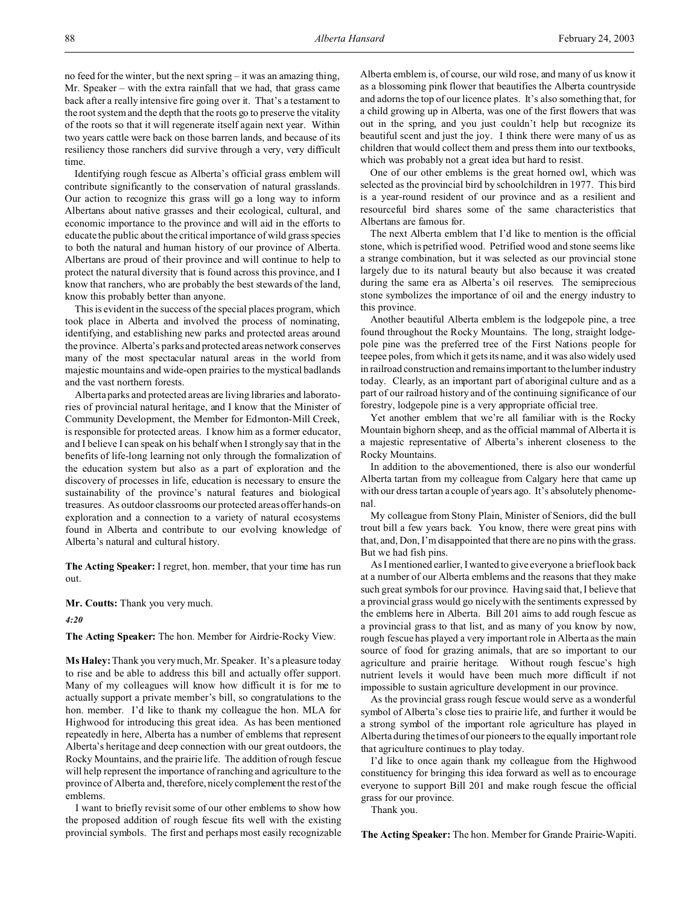no feed for the winter, but the next spring – it was an amazing thing, Mr. Speaker – with the extra rainfall that we had, that grass came back after a really intensive fire going over it. That's a testament to the root system and the depth that the roots go to preserve the vitality of the roots so that it will regenerate itself again next year. Within two years cattle were back on those barren lands, and because of its resiliency those ranchers did survive through a very, very difficult time.

Identifying rough fescue as Alberta's official grass emblem will contribute significantly to the conservation of natural grasslands. Our action to recognize this grass will go a long way to inform Albertans about native grasses and their ecological, cultural, and economic importance to the province and will aid in the efforts to educate the public about the critical importance of wild grass species to both the natural and human history of our province of Alberta. Albertans are proud of their province and will continue to help to protect the natural diversity that is found across this province, and I know that ranchers, who are probably the best stewards of the land, know this probably better than anyone.

This is evident in the success of the special places program, which took place in Alberta and involved the process of nominating, identifying, and establishing new parks and protected areas around the province. Alberta's parks and protected areas network conserves many of the most spectacular natural areas in the world from majestic mountains and wide-open prairies to the mystical badlands and the vast northern forests.

Alberta parks and protected areas are living libraries and laboratories of provincial natural heritage, and I know that the Minister of Community Development, the Member for Edmonton-Mill Creek, is responsible for protected areas. I know him as a former educator, and I believe I can speak on his behalf when I strongly say that in the benefits of life-long learning not only through the formalization of the education system but also as a part of exploration and the discovery of processes in life, education is necessary to ensure the sustainability of the province's natural features and biological treasures. As outdoor classrooms our protected areas offer hands-on exploration and a connection to a variety of natural ecosystems found in Alberta and contribute to our evolving knowledge of Alberta's natural and cultural history.

**The Acting Speaker:** I regret, hon. member, that your time has run out.

**Mr. Coutts:** Thank you very much.

*4:20*

**The Acting Speaker:** The hon. Member for Airdrie-Rocky View.

**Ms Haley:** Thank you very much, Mr. Speaker. It's a pleasure today to rise and be able to address this bill and actually offer support. Many of my colleagues will know how difficult it is for me to actually support a private member's bill, so congratulations to the hon. member. I'd like to thank my colleague the hon. MLA for Highwood for introducing this great idea. As has been mentioned repeatedly in here, Alberta has a number of emblems that represent Alberta's heritage and deep connection with our great outdoors, the Rocky Mountains, and the prairie life. The addition of rough fescue will help represent the importance of ranching and agriculture to the province of Alberta and, therefore, nicely complement the rest of the emblems.

I want to briefly revisit some of our other emblems to show how the proposed addition of rough fescue fits well with the existing provincial symbols. The first and perhaps most easily recognizable Alberta emblem is, of course, our wild rose, and many of us know it as a blossoming pink flower that beautifies the Alberta countryside and adorns the top of our licence plates. It's also something that, for a child growing up in Alberta, was one of the first flowers that was out in the spring, and you just couldn't help but recognize its beautiful scent and just the joy. I think there were many of us as children that would collect them and press them into our textbooks, which was probably not a great idea but hard to resist.

One of our other emblems is the great horned owl, which was selected as the provincial bird by schoolchildren in 1977. This bird is a year-round resident of our province and as a resilient and resourceful bird shares some of the same characteristics that Albertans are famous for.

The next Alberta emblem that I'd like to mention is the official stone, which is petrified wood. Petrified wood and stone seems like a strange combination, but it was selected as our provincial stone largely due to its natural beauty but also because it was created during the same era as Alberta's oil reserves. The semiprecious stone symbolizes the importance of oil and the energy industry to this province.

Another beautiful Alberta emblem is the lodgepole pine, a tree found throughout the Rocky Mountains. The long, straight lodgepole pine was the preferred tree of the First Nations people for teepee poles, from which it gets its name, and it was also widely used in railroad construction and remains important to the lumber industry today. Clearly, as an important part of aboriginal culture and as a part of our railroad history and of the continuing significance of our forestry, lodgepole pine is a very appropriate official tree.

Yet another emblem that we're all familiar with is the Rocky Mountain bighorn sheep, and as the official mammal of Alberta it is a majestic representative of Alberta's inherent closeness to the Rocky Mountains.

In addition to the abovementioned, there is also our wonderful Alberta tartan from my colleague from Calgary here that came up with our dress tartan a couple of years ago. It's absolutely phenomenal.

My colleague from Stony Plain, Minister of Seniors, did the bull trout bill a few years back. You know, there were great pins with that, and, Don, I'm disappointed that there are no pins with the grass. But we had fish pins.

As I mentioned earlier, I wanted to give everyone a brief look back at a number of our Alberta emblems and the reasons that they make such great symbols for our province. Having said that, I believe that a provincial grass would go nicely with the sentiments expressed by the emblems here in Alberta. Bill 201 aims to add rough fescue as a provincial grass to that list, and as many of you know by now, rough fescue has played a very important role in Alberta as the main source of food for grazing animals, that are so important to our agriculture and prairie heritage. Without rough fescue's high nutrient levels it would have been much more difficult if not impossible to sustain agriculture development in our province.

As the provincial grass rough fescue would serve as a wonderful symbol of Alberta's close ties to prairie life, and further it would be a strong symbol of the important role agriculture has played in Alberta during the times of our pioneers to the equally important role that agriculture continues to play today.

I'd like to once again thank my colleague from the Highwood constituency for bringing this idea forward as well as to encourage everyone to support Bill 201 and make rough fescue the official grass for our province.

Thank you.

**The Acting Speaker:** The hon. Member for Grande Prairie-Wapiti.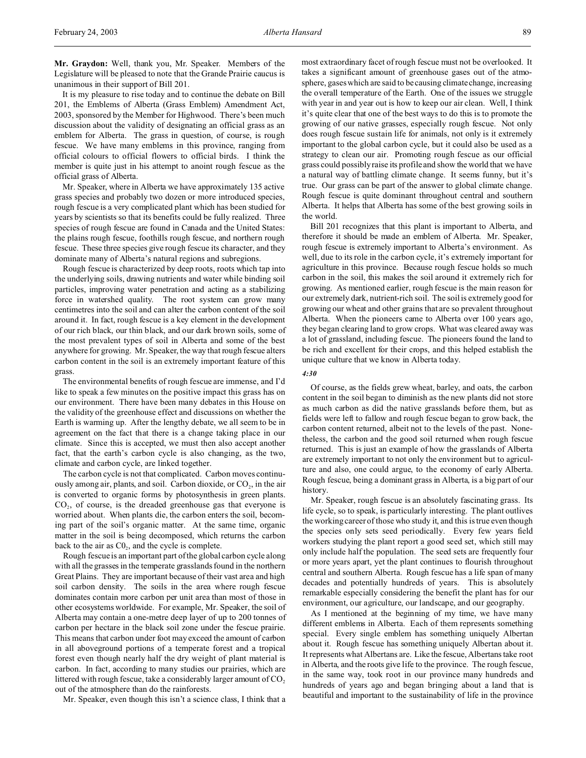**Mr. Graydon:** Well, thank you, Mr. Speaker. Members of the Legislature will be pleased to note that the Grande Prairie caucus is unanimous in their support of Bill 201.

It is my pleasure to rise today and to continue the debate on Bill 201, the Emblems of Alberta (Grass Emblem) Amendment Act, 2003, sponsored by the Member for Highwood. There's been much discussion about the validity of designating an official grass as an emblem for Alberta. The grass in question, of course, is rough fescue. We have many emblems in this province, ranging from official colours to official flowers to official birds. I think the member is quite just in his attempt to anoint rough fescue as the official grass of Alberta.

Mr. Speaker, where in Alberta we have approximately 135 active grass species and probably two dozen or more introduced species, rough fescue is a very complicated plant which has been studied for years by scientists so that its benefits could be fully realized. Three species of rough fescue are found in Canada and the United States: the plains rough fescue, foothills rough fescue, and northern rough fescue. These three species give rough fescue its character, and they dominate many of Alberta's natural regions and subregions.

Rough fescue is characterized by deep roots, roots which tap into the underlying soils, drawing nutrients and water while binding soil particles, improving water penetration and acting as a stabilizing force in watershed quality. The root system can grow many centimetres into the soil and can alter the carbon content of the soil around it. In fact, rough fescue is a key element in the development of our rich black, our thin black, and our dark brown soils, some of the most prevalent types of soil in Alberta and some of the best anywhere for growing. Mr. Speaker, the way that rough fescue alters carbon content in the soil is an extremely important feature of this grass.

The environmental benefits of rough fescue are immense, and I'd like to speak a few minutes on the positive impact this grass has on our environment. There have been many debates in this House on the validity of the greenhouse effect and discussions on whether the Earth is warming up. After the lengthy debate, we all seem to be in agreement on the fact that there is a change taking place in our climate. Since this is accepted, we must then also accept another fact, that the earth's carbon cycle is also changing, as the two, climate and carbon cycle, are linked together.

The carbon cycle is not that complicated. Carbon moves continuously among air, plants, and soil. Carbon dioxide, or $CO_2$, in the air is converted to organic forms by photosynthesis in green plants. $CO_2$, of course, is the dreaded greenhouse gas that everyone is worried about. When plants die, the carbon enters the soil, becoming part of the soil's organic matter. At the same time, organic matter in the soil is being decomposed, which returns the carbon back to the air as $C0_2$, and the cycle is complete.

Rough fescue is an important part of the global carbon cycle along with all the grasses in the temperate grasslands found in the northern Great Plains. They are important because of their vast area and high soil carbon density. The soils in the area where rough fescue dominates contain more carbon per unit area than most of those in other ecosystems worldwide. For example, Mr. Speaker, the soil of Alberta may contain a one-metre deep layer of up to 200 tonnes of carbon per hectare in the black soil zone under the fescue prairie. This means that carbon under foot may exceed the amount of carbon in all aboveground portions of a temperate forest and a tropical forest even though nearly half the dry weight of plant material is carbon. In fact, according to many studies our prairies, which are littered with rough fescue, take a considerably larger amount of $CO_2$ out of the atmosphere than do the rainforests.

Mr. Speaker, even though this isn't a science class, I think that a most extraordinary facet of rough fescue must not be overlooked. It takes a significant amount of greenhouse gases out of the atmosphere, gases which are said to be causing climate change, increasing the overall temperature of the Earth. One of the issues we struggle with year in and year out is how to keep our air clean. Well, I think it's quite clear that one of the best ways to do this is to promote the growing of our native grasses, especially rough fescue. Not only does rough fescue sustain life for animals, not only is it extremely important to the global carbon cycle, but it could also be used as a strategy to clean our air. Promoting rough fescue as our official grass could possibly raise its profile and show the world that we have a natural way of battling climate change. It seems funny, but it's true. Our grass can be part of the answer to global climate change. Rough fescue is quite dominant throughout central and southern Alberta. It helps that Alberta has some of the best growing soils in the world.

Bill 201 recognizes that this plant is important to Alberta, and therefore it should be made an emblem of Alberta. Mr. Speaker, rough fescue is extremely important to Alberta's environment. As well, due to its role in the carbon cycle, it's extremely important for agriculture in this province. Because rough fescue holds so much carbon in the soil, this makes the soil around it extremely rich for growing. As mentioned earlier, rough fescue is the main reason for our extremely dark, nutrient-rich soil. The soil is extremely good for growing our wheat and other grains that are so prevalent throughout Alberta. When the pioneers came to Alberta over 100 years ago, they began clearing land to grow crops. What was cleared away was a lot of grassland, including fescue. The pioneers found the land to be rich and excellent for their crops, and this helped establish the unique culture that we know in Alberta today.

*4:30*

Of course, as the fields grew wheat, barley, and oats, the carbon content in the soil began to diminish as the new plants did not store as much carbon as did the native grasslands before them, but as fields were left to fallow and rough fescue began to grow back, the carbon content returned, albeit not to the levels of the past. Nonetheless, the carbon and the good soil returned when rough fescue returned. This is just an example of how the grasslands of Alberta are extremely important to not only the environment but to agriculture and also, one could argue, to the economy of early Alberta. Rough fescue, being a dominant grass in Alberta, is a big part of our history.

Mr. Speaker, rough fescue is an absolutely fascinating grass. Its life cycle, so to speak, is particularly interesting. The plant outlives the working career of those who study it, and this is true even though the species only sets seed periodically. Every few years field workers studying the plant report a good seed set, which still may only include half the population. The seed sets are frequently four or more years apart, yet the plant continues to flourish throughout central and southern Alberta. Rough fescue has a life span of many decades and potentially hundreds of years. This is absolutely remarkable especially considering the benefit the plant has for our environment, our agriculture, our landscape, and our geography.

As I mentioned at the beginning of my time, we have many different emblems in Alberta. Each of them represents something special. Every single emblem has something uniquely Albertan about it. Rough fescue has something uniquely Albertan about it. It represents what Albertans are. Like the fescue, Albertans take root in Alberta, and the roots give life to the province. The rough fescue, in the same way, took root in our province many hundreds and hundreds of years ago and began bringing about a land that is beautiful and important to the sustainability of life in the province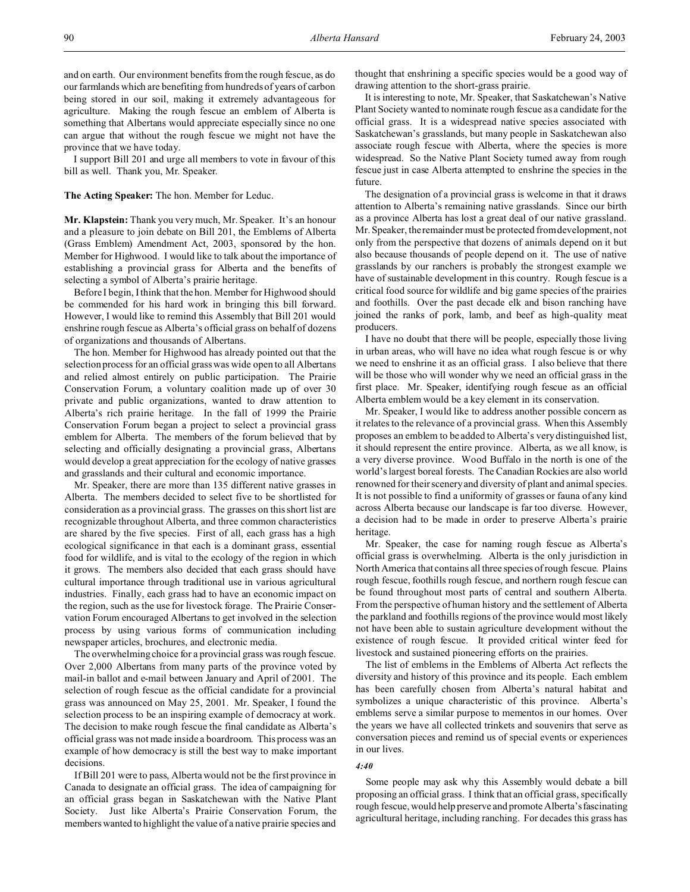and on earth. Our environment benefits from the rough fescue, as do our farmlands which are benefiting from hundreds of years of carbon being stored in our soil, making it extremely advantageous for agriculture. Making the rough fescue an emblem of Alberta is something that Albertans would appreciate especially since no one can argue that without the rough fescue we might not have the province that we have today.

I support Bill 201 and urge all members to vote in favour of this bill as well. Thank you, Mr. Speaker.

**The Acting Speaker:** The hon. Member for Leduc.

**Mr. Klapstein:** Thank you very much, Mr. Speaker. It's an honour and a pleasure to join debate on Bill 201, the Emblems of Alberta (Grass Emblem) Amendment Act, 2003, sponsored by the hon. Member for Highwood. I would like to talk about the importance of establishing a provincial grass for Alberta and the benefits of selecting a symbol of Alberta's prairie heritage.

Before I begin, I think that the hon. Member for Highwood should be commended for his hard work in bringing this bill forward. However, I would like to remind this Assembly that Bill 201 would enshrine rough fescue as Alberta's official grass on behalf of dozens of organizations and thousands of Albertans.

The hon. Member for Highwood has already pointed out that the selection process for an official grass was wide open to all Albertans and relied almost entirely on public participation. The Prairie Conservation Forum, a voluntary coalition made up of over 30 private and public organizations, wanted to draw attention to Alberta's rich prairie heritage. In the fall of 1999 the Prairie Conservation Forum began a project to select a provincial grass emblem for Alberta. The members of the forum believed that by selecting and officially designating a provincial grass, Albertans would develop a great appreciation for the ecology of native grasses and grasslands and their cultural and economic importance.

Mr. Speaker, there are more than 135 different native grasses in Alberta. The members decided to select five to be shortlisted for consideration as a provincial grass. The grasses on this short list are recognizable throughout Alberta, and three common characteristics are shared by the five species. First of all, each grass has a high ecological significance in that each is a dominant grass, essential food for wildlife, and is vital to the ecology of the region in which it grows. The members also decided that each grass should have cultural importance through traditional use in various agricultural industries. Finally, each grass had to have an economic impact on the region, such as the use for livestock forage. The Prairie Conservation Forum encouraged Albertans to get involved in the selection process by using various forms of communication including newspaper articles, brochures, and electronic media.

The overwhelming choice for a provincial grass was rough fescue. Over 2,000 Albertans from many parts of the province voted by mail-in ballot and e-mail between January and April of 2001. The selection of rough fescue as the official candidate for a provincial grass was announced on May 25, 2001. Mr. Speaker, I found the selection process to be an inspiring example of democracy at work. The decision to make rough fescue the final candidate as Alberta's official grass was not made inside a boardroom. This process was an example of how democracy is still the best way to make important decisions.

If Bill 201 were to pass, Alberta would not be the first province in Canada to designate an official grass. The idea of campaigning for an official grass began in Saskatchewan with the Native Plant Society. Just like Alberta's Prairie Conservation Forum, the members wanted to highlight the value of a native prairie species and thought that enshrining a specific species would be a good way of drawing attention to the short-grass prairie.

It is interesting to note, Mr. Speaker, that Saskatchewan's Native Plant Society wanted to nominate rough fescue as a candidate for the official grass. It is a widespread native species associated with Saskatchewan's grasslands, but many people in Saskatchewan also associate rough fescue with Alberta, where the species is more widespread. So the Native Plant Society turned away from rough fescue just in case Alberta attempted to enshrine the species in the future.

The designation of a provincial grass is welcome in that it draws attention to Alberta's remaining native grasslands. Since our birth as a province Alberta has lost a great deal of our native grassland. Mr. Speaker, the remainder must be protected from development, not only from the perspective that dozens of animals depend on it but also because thousands of people depend on it. The use of native grasslands by our ranchers is probably the strongest example we have of sustainable development in this country. Rough fescue is a critical food source for wildlife and big game species of the prairies and foothills. Over the past decade elk and bison ranching have joined the ranks of pork, lamb, and beef as high-quality meat producers.

I have no doubt that there will be people, especially those living in urban areas, who will have no idea what rough fescue is or why we need to enshrine it as an official grass. I also believe that there will be those who will wonder why we need an official grass in the first place. Mr. Speaker, identifying rough fescue as an official Alberta emblem would be a key element in its conservation.

Mr. Speaker, I would like to address another possible concern as it relates to the relevance of a provincial grass. When this Assembly proposes an emblem to be added to Alberta's very distinguished list, it should represent the entire province. Alberta, as we all know, is a very diverse province. Wood Buffalo in the north is one of the world's largest boreal forests. The Canadian Rockies are also world renowned for their scenery and diversity of plant and animal species. It is not possible to find a uniformity of grasses or fauna of any kind across Alberta because our landscape is far too diverse. However, a decision had to be made in order to preserve Alberta's prairie heritage.

Mr. Speaker, the case for naming rough fescue as Alberta's official grass is overwhelming. Alberta is the only jurisdiction in North America that contains all three species of rough fescue. Plains rough fescue, foothills rough fescue, and northern rough fescue can be found throughout most parts of central and southern Alberta. From the perspective of human history and the settlement of Alberta the parkland and foothills regions of the province would most likely not have been able to sustain agriculture development without the existence of rough fescue. It provided critical winter feed for livestock and sustained pioneering efforts on the prairies.

The list of emblems in the Emblems of Alberta Act reflects the diversity and history of this province and its people. Each emblem has been carefully chosen from Alberta's natural habitat and symbolizes a unique characteristic of this province. Alberta's emblems serve a similar purpose to mementos in our homes. Over the years we have all collected trinkets and souvenirs that serve as conversation pieces and remind us of special events or experiences in our lives.

*4:40*

Some people may ask why this Assembly would debate a bill proposing an official grass. I think that an official grass, specifically rough fescue, would help preserve and promote Alberta's fascinating agricultural heritage, including ranching. For decades this grass has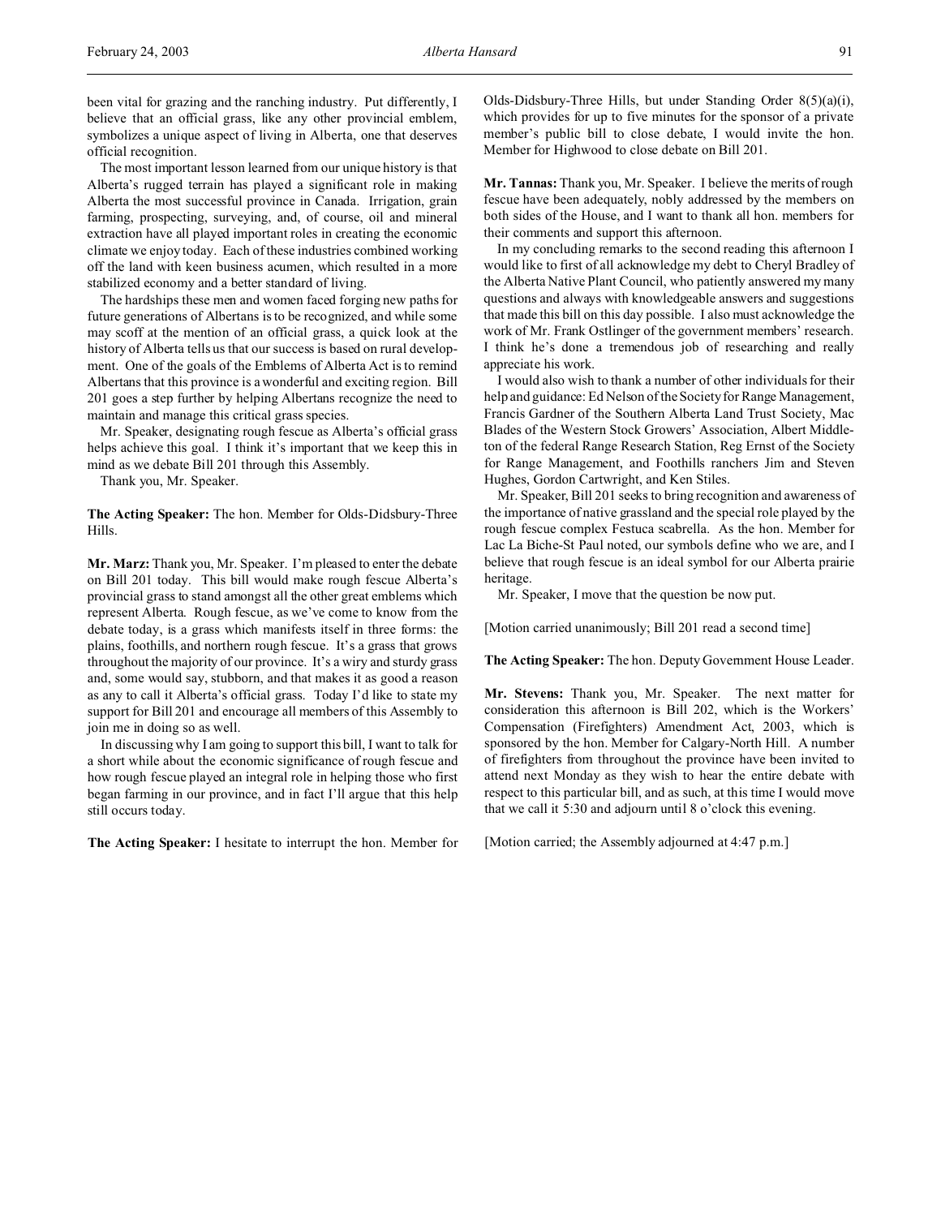been vital for grazing and the ranching industry. Put differently, I believe that an official grass, like any other provincial emblem, symbolizes a unique aspect of living in Alberta, one that deserves official recognition.

The most important lesson learned from our unique history is that Alberta's rugged terrain has played a significant role in making Alberta the most successful province in Canada. Irrigation, grain farming, prospecting, surveying, and, of course, oil and mineral extraction have all played important roles in creating the economic climate we enjoy today. Each of these industries combined working off the land with keen business acumen, which resulted in a more stabilized economy and a better standard of living.

The hardships these men and women faced forging new paths for future generations of Albertans is to be recognized, and while some may scoff at the mention of an official grass, a quick look at the history of Alberta tells us that our success is based on rural development. One of the goals of the Emblems of Alberta Act is to remind Albertans that this province is a wonderful and exciting region. Bill 201 goes a step further by helping Albertans recognize the need to maintain and manage this critical grass species.

Mr. Speaker, designating rough fescue as Alberta's official grass helps achieve this goal. I think it's important that we keep this in mind as we debate Bill 201 through this Assembly.

Thank you, Mr. Speaker.

**The Acting Speaker:** The hon. Member for Olds-Didsbury-Three Hills.

**Mr. Marz:** Thank you, Mr. Speaker. I'm pleased to enter the debate on Bill 201 today. This bill would make rough fescue Alberta's provincial grass to stand amongst all the other great emblems which represent Alberta. Rough fescue, as we've come to know from the debate today, is a grass which manifests itself in three forms: the plains, foothills, and northern rough fescue. It's a grass that grows throughout the majority of our province. It's a wiry and sturdy grass and, some would say, stubborn, and that makes it as good a reason as any to call it Alberta's official grass. Today I'd like to state my support for Bill 201 and encourage all members of this Assembly to join me in doing so as well.

In discussing why I am going to support this bill, I want to talk for a short while about the economic significance of rough fescue and how rough fescue played an integral role in helping those who first began farming in our province, and in fact I'll argue that this help still occurs today.

**The Acting Speaker:** I hesitate to interrupt the hon. Member for Olds-Didsbury-Three Hills, but under Standing Order 8(5)(a)(i), which provides for up to five minutes for the sponsor of a private member's public bill to close debate, I would invite the hon. Member for Highwood to close debate on Bill 201.

**Mr. Tannas:** Thank you, Mr. Speaker. I believe the merits of rough fescue have been adequately, nobly addressed by the members on both sides of the House, and I want to thank all hon. members for their comments and support this afternoon.

In my concluding remarks to the second reading this afternoon I would like to first of all acknowledge my debt to Cheryl Bradley of the Alberta Native Plant Council, who patiently answered my many questions and always with knowledgeable answers and suggestions that made this bill on this day possible. I also must acknowledge the work of Mr. Frank Ostlinger of the government members' research. I think he's done a tremendous job of researching and really appreciate his work.

I would also wish to thank a number of other individuals for their help and guidance: Ed Nelson of the Society for Range Management, Francis Gardner of the Southern Alberta Land Trust Society, Mac Blades of the Western Stock Growers' Association, Albert Middleton of the federal Range Research Station, Reg Ernst of the Society for Range Management, and Foothills ranchers Jim and Steven Hughes, Gordon Cartwright, and Ken Stiles.

Mr. Speaker, Bill 201 seeks to bring recognition and awareness of the importance of native grassland and the special role played by the rough fescue complex Festuca scabrella. As the hon. Member for Lac La Biche-St Paul noted, our symbols define who we are, and I believe that rough fescue is an ideal symbol for our Alberta prairie heritage.

Mr. Speaker, I move that the question be now put.

[Motion carried unanimously; Bill 201 read a second time]

**The Acting Speaker:** The hon. Deputy Government House Leader.

**Mr. Stevens:** Thank you, Mr. Speaker. The next matter for consideration this afternoon is Bill 202, which is the Workers' Compensation (Firefighters) Amendment Act, 2003, which is sponsored by the hon. Member for Calgary-North Hill. A number of firefighters from throughout the province have been invited to attend next Monday as they wish to hear the entire debate with respect to this particular bill, and as such, at this time I would move that we call it 5:30 and adjourn until 8 o'clock this evening.

[Motion carried; the Assembly adjourned at 4:47 p.m.]